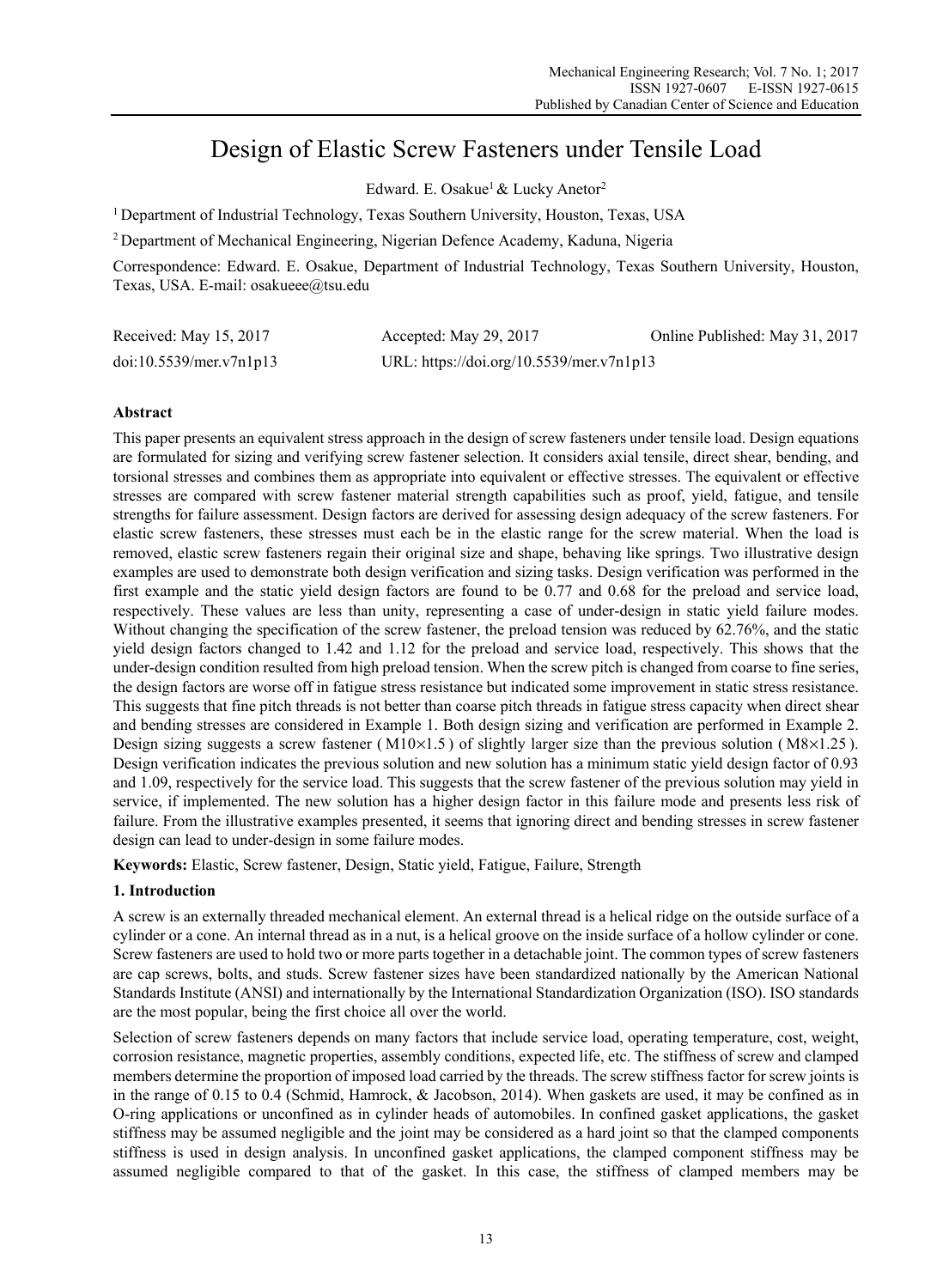# Design of Elastic Screw Fasteners under Tensile Load

Edward. E. Osakue[1] & Lucky Anetor[2]

[1] Department of Industrial Technology, Texas Southern University, Houston, Texas, USA

[2] Department of Mechanical Engineering, Nigerian Defence Academy, Kaduna, Nigeria

Correspondence: Edward. E. Osakue, Department of Industrial Technology, Texas Southern University, Houston, Texas, USA. E-mail: osakueee@tsu.edu

Received: May 15, 2017 Accepted: May 29, 2017 Online Published: May 31, 2017

doi:10.5539/mer.v7n1p13 URL: https://doi.org/10.5539/mer.v7n1p13

## Abstract

This paper presents an equivalent stress approach in the design of screw fasteners under tensile load. Design equations are formulated for sizing and verifying screw fastener selection. It considers axial tensile, direct shear, bending, and torsional stresses and combines them as appropriate into equivalent or effective stresses. The equivalent or effective stresses are compared with screw fastener material strength capabilities such as proof, yield, fatigue, and tensile strengths for failure assessment. Design factors are derived for assessing design adequacy of the screw fasteners. For elastic screw fasteners, these stresses must each be in the elastic range for the screw material. When the load is removed, elastic screw fasteners regain their original size and shape, behaving like springs. Two illustrative design examples are used to demonstrate both design verification and sizing tasks. Design verification was performed in the first example and the static yield design factors are found to be 0.77 and 0.68 for the preload and service load, respectively. These values are less than unity, representing a case of under-design in static yield failure modes. Without changing the specification of the screw fastener, the preload tension was reduced by 62.76%, and the static yield design factors changed to 1.42 and 1.12 for the preload and service load, respectively. This shows that the under-design condition resulted from high preload tension. When the screw pitch is changed from coarse to fine series, the design factors are worse off in fatigue stress resistance but indicated some improvement in static stress resistance. This suggests that fine pitch threads is not better than coarse pitch threads in fatigue stress capacity when direct shear and bending stresses are considered in Example 1. Both design sizing and verification are performed in Example 2. Design sizing suggests a screw fastener ( $M10\times1.5$ ) of slightly larger size than the previous solution ( $M8\times1.25$ ). Design verification indicates the previous solution and new solution has a minimum static yield design factor of 0.93 and 1.09, respectively for the service load. This suggests that the screw fastener of the previous solution may yield in service, if implemented. The new solution has a higher design factor in this failure mode and presents less risk of failure. From the illustrative examples presented, it seems that ignoring direct and bending stresses in screw fastener design can lead to under-design in some failure modes.

**Keywords:** Elastic, Screw fastener, Design, Static yield, Fatigue, Failure, Strength

## 1. Introduction

A screw is an externally threaded mechanical element. An external thread is a helical ridge on the outside surface of a cylinder or a cone. An internal thread as in a nut, is a helical groove on the inside surface of a hollow cylinder or cone. Screw fasteners are used to hold two or more parts together in a detachable joint. The common types of screw fasteners are cap screws, bolts, and studs. Screw fastener sizes have been standardized nationally by the American National Standards Institute (ANSI) and internationally by the International Standardization Organization (ISO). ISO standards are the most popular, being the first choice all over the world.

Selection of screw fasteners depends on many factors that include service load, operating temperature, cost, weight, corrosion resistance, magnetic properties, assembly conditions, expected life, etc. The stiffness of screw and clamped members determine the proportion of imposed load carried by the threads. The screw stiffness factor for screw joints is in the range of 0.15 to 0.4 (Schmid, Hamrock, & Jacobson, 2014). When gaskets are used, it may be confined as in O-ring applications or unconfined as in cylinder heads of automobiles. In confined gasket applications, the gasket stiffness may be assumed negligible and the joint may be considered as a hard joint so that the clamped components stiffness is used in design analysis. In unconfined gasket applications, the clamped component stiffness may be assumed negligible compared to that of the gasket. In this case, the stiffness of clamped members may be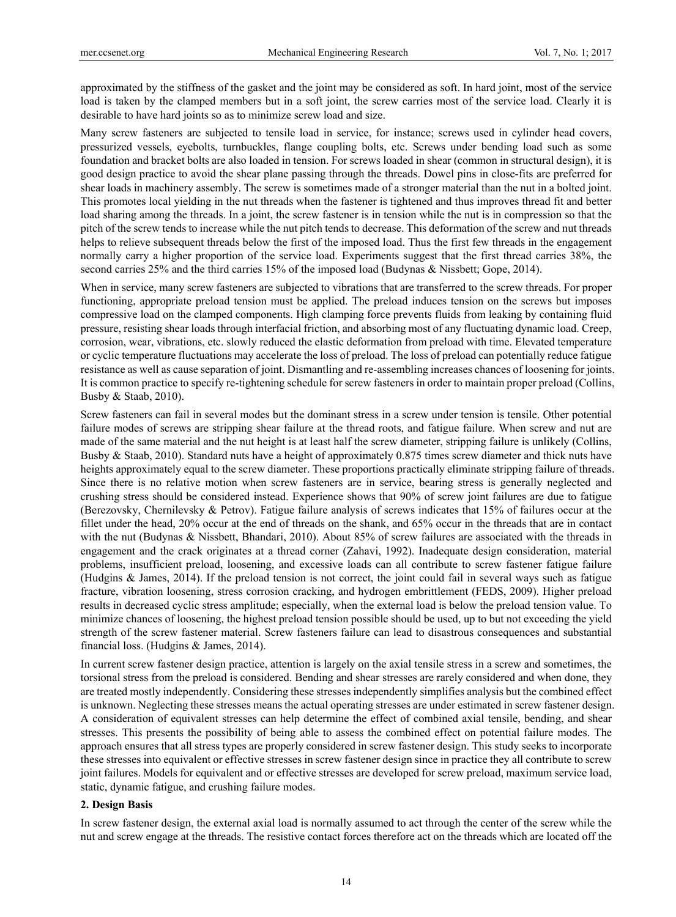approximated by the stiffness of the gasket and the joint may be considered as soft. In hard joint, most of the service load is taken by the clamped members but in a soft joint, the screw carries most of the service load. Clearly it is desirable to have hard joints so as to minimize screw load and size.

Many screw fasteners are subjected to tensile load in service, for instance; screws used in cylinder head covers, pressurized vessels, eyebolts, turnbuckles, flange coupling bolts, etc. Screws under bending load such as some foundation and bracket bolts are also loaded in tension. For screws loaded in shear (common in structural design), it is good design practice to avoid the shear plane passing through the threads. Dowel pins in close-fits are preferred for shear loads in machinery assembly. The screw is sometimes made of a stronger material than the nut in a bolted joint. This promotes local yielding in the nut threads when the fastener is tightened and thus improves thread fit and better load sharing among the threads. In a joint, the screw fastener is in tension while the nut is in compression so that the pitch of the screw tends to increase while the nut pitch tends to decrease. This deformation of the screw and nut threads helps to relieve subsequent threads below the first of the imposed load. Thus the first few threads in the engagement normally carry a higher proportion of the service load. Experiments suggest that the first thread carries 38%, the second carries 25% and the third carries 15% of the imposed load (Budynas & Nissbett; Gope, 2014).

When in service, many screw fasteners are subjected to vibrations that are transferred to the screw threads. For proper functioning, appropriate preload tension must be applied. The preload induces tension on the screws but imposes compressive load on the clamped components. High clamping force prevents fluids from leaking by containing fluid pressure, resisting shear loads through interfacial friction, and absorbing most of any fluctuating dynamic load. Creep, corrosion, wear, vibrations, etc. slowly reduced the elastic deformation from preload with time. Elevated temperature or cyclic temperature fluctuations may accelerate the loss of preload. The loss of preload can potentially reduce fatigue resistance as well as cause separation of joint. Dismantling and re-assembling increases chances of loosening for joints. It is common practice to specify re-tightening schedule for screw fasteners in order to maintain proper preload (Collins, Busby & Staab, 2010).

Screw fasteners can fail in several modes but the dominant stress in a screw under tension is tensile. Other potential failure modes of screws are stripping shear failure at the thread roots, and fatigue failure. When screw and nut are made of the same material and the nut height is at least half the screw diameter, stripping failure is unlikely (Collins, Busby & Staab, 2010). Standard nuts have a height of approximately 0.875 times screw diameter and thick nuts have heights approximately equal to the screw diameter. These proportions practically eliminate stripping failure of threads. Since there is no relative motion when screw fasteners are in service, bearing stress is generally neglected and crushing stress should be considered instead. Experience shows that 90% of screw joint failures are due to fatigue (Berezovsky, Chernilevsky & Petrov). Fatigue failure analysis of screws indicates that 15% of failures occur at the fillet under the head, 20% occur at the end of threads on the shank, and 65% occur in the threads that are in contact with the nut (Budynas & Nissbett, Bhandari, 2010). About 85% of screw failures are associated with the threads in engagement and the crack originates at a thread corner (Zahavi, 1992). Inadequate design consideration, material problems, insufficient preload, loosening, and excessive loads can all contribute to screw fastener fatigue failure (Hudgins & James, 2014). If the preload tension is not correct, the joint could fail in several ways such as fatigue fracture, vibration loosening, stress corrosion cracking, and hydrogen embrittlement (FEDS, 2009). Higher preload results in decreased cyclic stress amplitude; especially, when the external load is below the preload tension value. To minimize chances of loosening, the highest preload tension possible should be used, up to but not exceeding the yield strength of the screw fastener material. Screw fasteners failure can lead to disastrous consequences and substantial financial loss. (Hudgins & James, 2014).

In current screw fastener design practice, attention is largely on the axial tensile stress in a screw and sometimes, the torsional stress from the preload is considered. Bending and shear stresses are rarely considered and when done, they are treated mostly independently. Considering these stresses independently simplifies analysis but the combined effect is unknown. Neglecting these stresses means the actual operating stresses are under estimated in screw fastener design. A consideration of equivalent stresses can help determine the effect of combined axial tensile, bending, and shear stresses. This presents the possibility of being able to assess the combined effect on potential failure modes. The approach ensures that all stress types are properly considered in screw fastener design. This study seeks to incorporate these stresses into equivalent or effective stresses in screw fastener design since in practice they all contribute to screw joint failures. Models for equivalent and or effective stresses are developed for screw preload, maximum service load, static, dynamic fatigue, and crushing failure modes.

## 2. Design Basis

In screw fastener design, the external axial load is normally assumed to act through the center of the screw while the nut and screw engage at the threads. The resistive contact forces therefore act on the threads which are located off the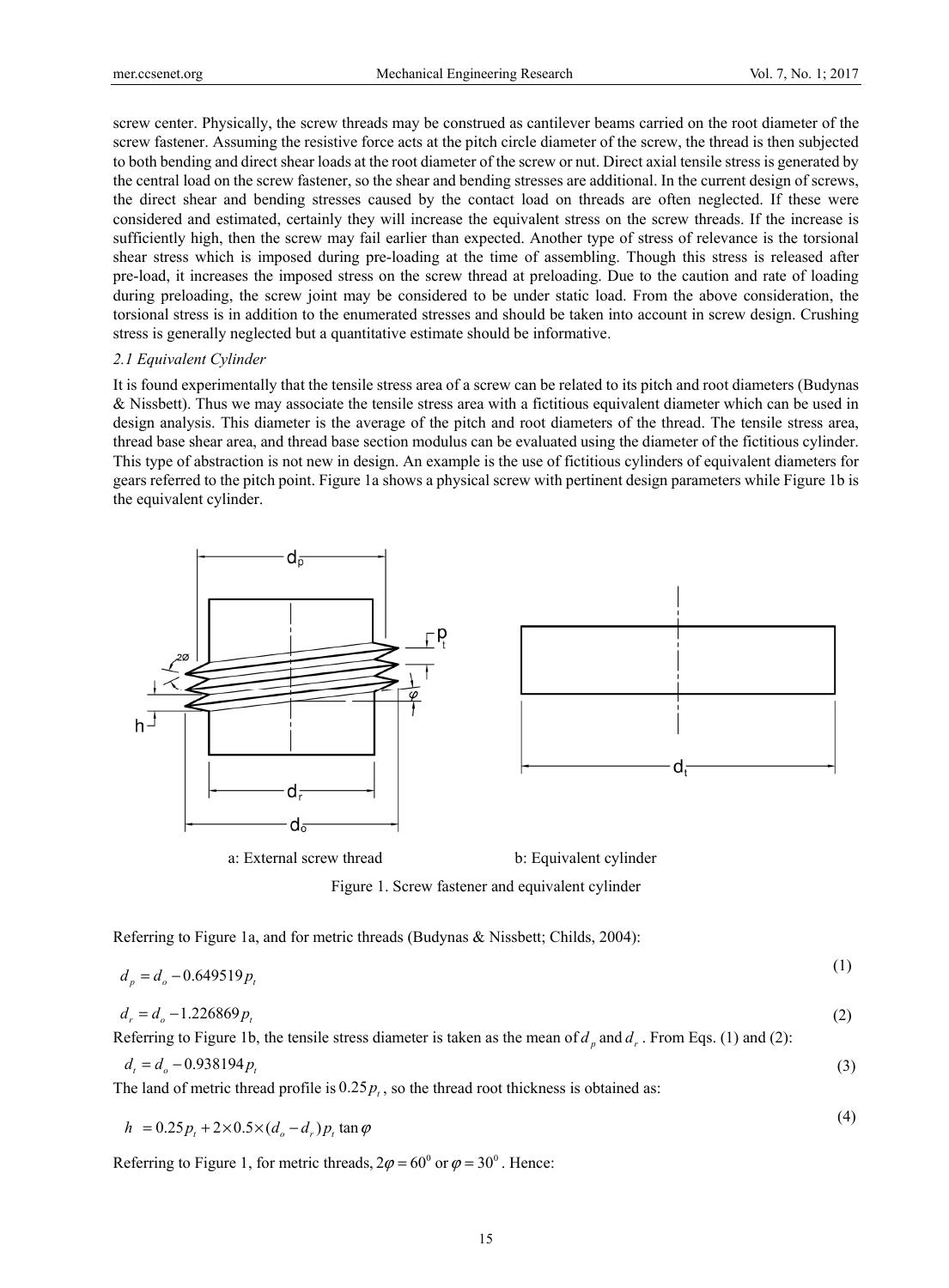screw center. Physically, the screw threads may be construed as cantilever beams carried on the root diameter of the screw fastener. Assuming the resistive force acts at the pitch circle diameter of the screw, the thread is then subjected to both bending and direct shear loads at the root diameter of the screw or nut. Direct axial tensile stress is generated by the central load on the screw fastener, so the shear and bending stresses are additional. In the current design of screws, the direct shear and bending stresses caused by the contact load on threads are often neglected. If these were considered and estimated, certainly they will increase the equivalent stress on the screw threads. If the increase is sufficiently high, then the screw may fail earlier than expected. Another type of stress of relevance is the torsional shear stress which is imposed during pre-loading at the time of assembling. Though this stress is released after pre-load, it increases the imposed stress on the screw thread at preloading. Due to the caution and rate of loading during preloading, the screw joint may be considered to be under static load. From the above consideration, the torsional stress is in addition to the enumerated stresses and should be taken into account in screw design. Crushing stress is generally neglected but a quantitative estimate should be informative.

### *2.1 Equivalent Cylinder*

It is found experimentally that the tensile stress area of a screw can be related to its pitch and root diameters (Budynas & Nissbett). Thus we may associate the tensile stress area with a fictitious equivalent diameter which can be used in design analysis. This diameter is the average of the pitch and root diameters of the thread. The tensile stress area, thread base shear area, and thread base section modulus can be evaluated using the diameter of the fictitious cylinder. This type of abstraction is not new in design. An example is the use of fictitious cylinders of equivalent diameters for gears referred to the pitch point. Figure 1a shows a physical screw with pertinent design parameters while Figure 1b is the equivalent cylinder.

a: External screw thread b: Equivalent cylinder

Figure 1. Screw fastener and equivalent cylinder

Referring to Figure 1a, and for metric threads (Budynas & Nissbett; Childs, 2004):

$$d_p = d_o - 0.649519 p_t \tag{1}$$

$$d_r = d_o - 1.226869 p_t \tag{2}$$

Referring to Figure 1b, the tensile stress diameter is taken as the mean of $d_p$ and $d_r$. From Eqs. (1) and (2):

$$d_t = d_o - 0.938194 p_t \tag{3}$$

The land of metric thread profile is $0.25 p_t$, so the thread root thickness is obtained as:

$$h = 0.25 p_t + 2 \times 0.5 \times (d_o - d_r) p_t \tan\varphi \tag{4}$$

Referring to Figure 1, for metric threads, $2\varphi = 60^0$ or $\varphi = 30^0$. Hence: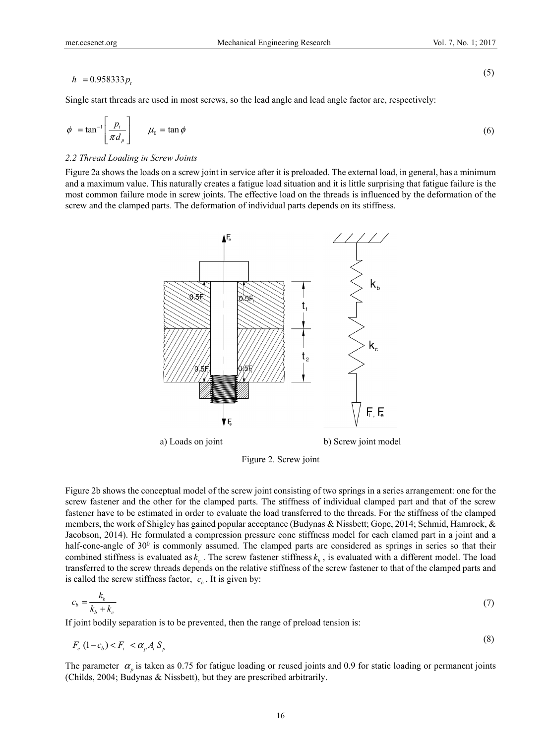$$h = 0.958333 p_t \tag{5}$$

Single start threads are used in most screws, so the lead angle and lead angle factor are, respectively:

$$\phi = \tan^{-1}\left[\frac{p_t}{\pi d_p}\right] \qquad \mu_0 = \tan\phi \tag{6}$$

### 2.2 Thread Loading in Screw Joints

Figure 2a shows the loads on a screw joint in service after it is preloaded. The external load, in general, has a minimum and a maximum value. This naturally creates a fatigue load situation and it is little surprising that fatigue failure is the most common failure mode in screw joints. The effective load on the threads is influenced by the deformation of the screw and the clamped parts. The deformation of individual parts depends on its stiffness.

a) Loads on joint b) Screw joint model

Figure 2. Screw joint

Figure 2b shows the conceptual model of the screw joint consisting of two springs in a series arrangement: one for the screw fastener and the other for the clamped parts. The stiffness of individual clamped part and that of the screw fastener have to be estimated in order to evaluate the load transferred to the threads. For the stiffness of the clamped members, the work of Shigley has gained popular acceptance (Budynas & Nissbett; Gope, 2014; Schmid, Hamrock, & Jacobson, 2014). He formulated a compression pressure cone stiffness model for each clamed part in a joint and a half-cone-angle of $30^0$ is commonly assumed. The clamped parts are considered as springs in series so that their combined stiffness is evaluated as $k_c$. The screw fastener stiffness $k_b$, is evaluated with a different model. The load transferred to the screw threads depends on the relative stiffness of the screw fastener to that of the clamped parts and is called the screw stiffness factor, $c_b$. It is given by:

$$c_b = \frac{k_b}{k_b + k_c} \tag{7}$$

If joint bodily separation is to be prevented, then the range of preload tension is:

$$F_e\,(1 - c_b) < F_i < \alpha_p A_t S_p \tag{8}$$

The parameter $\alpha_p$ is taken as 0.75 for fatigue loading or reused joints and 0.9 for static loading or permanent joints (Childs, 2004; Budynas & Nissbett), but they are prescribed arbitrarily.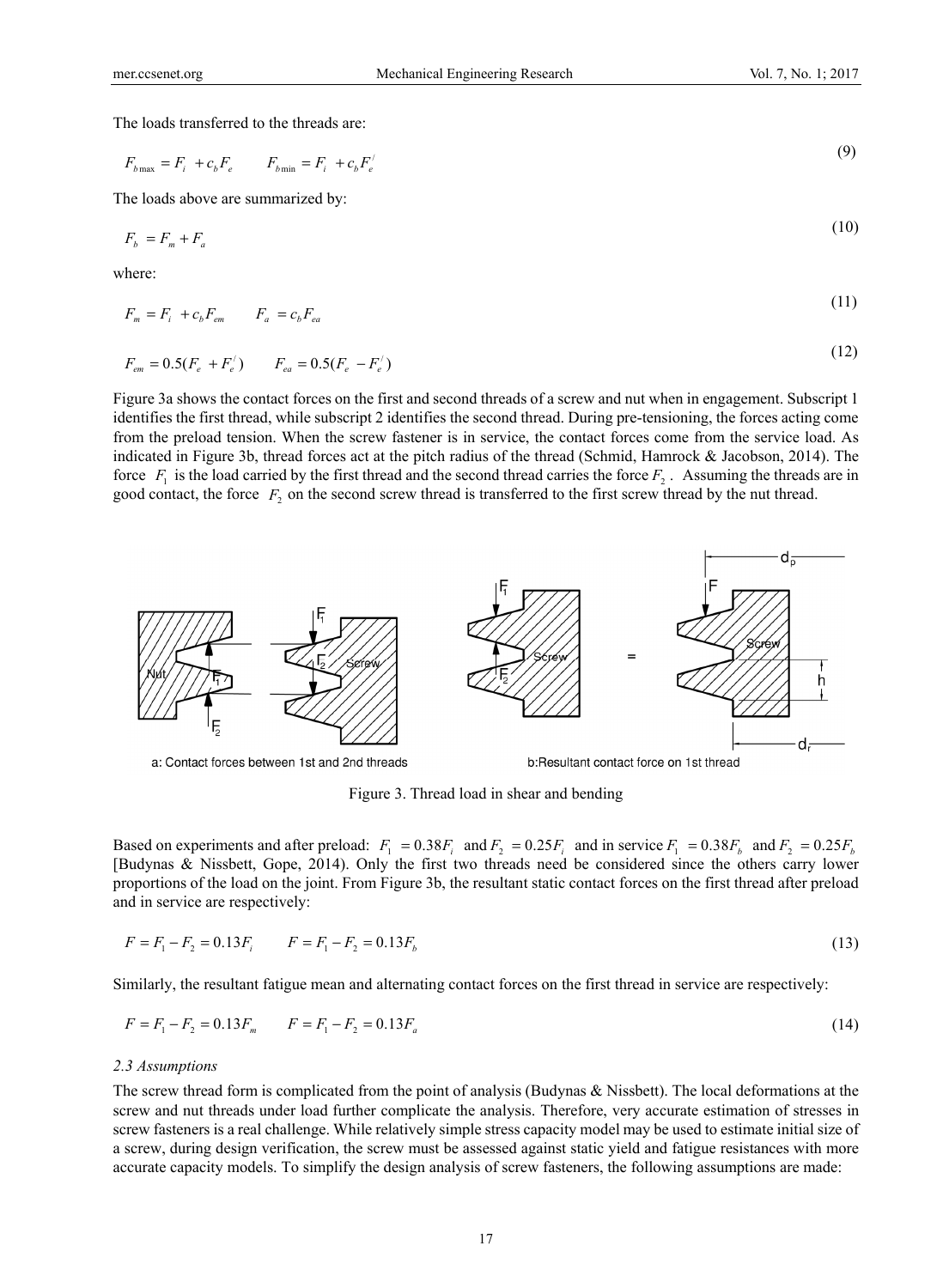The loads transferred to the threads are:

$$F_{b\max} = F_i + c_b F_e \qquad F_{b\min} = F_i + c_b F_e^{/} \tag{9}$$

The loads above are summarized by:

$$F_b = F_m + F_a \tag{10}$$

where:

$$F_m = F_i + c_b F_{em} \qquad F_a = c_b F_{ea} \tag{11}$$

$$F_{em} = 0.5(F_e + F_e^{/}) \qquad F_{ea} = 0.5(F_e - F_e^{/}) \tag{12}$$

Figure 3a shows the contact forces on the first and second threads of a screw and nut when in engagement. Subscript 1 identifies the first thread, while subscript 2 identifies the second thread. During pre-tensioning, the forces acting come from the preload tension. When the screw fastener is in service, the contact forces come from the service load. As indicated in Figure 3b, thread forces act at the pitch radius of the thread (Schmid, Hamrock & Jacobson, 2014). The force $F_1$ is the load carried by the first thread and the second thread carries the force $F_2$. Assuming the threads are in good contact, the force $F_2$ on the second screw thread is transferred to the first screw thread by the nut thread.

a: Contact forces between 1st and 2nd threads

b: Resultant contact force on 1st thread

Figure 3. Thread load in shear and bending

Based on experiments and after preload: $F_1 = 0.38F_i$ and $F_2 = 0.25F_i$ and in service $F_1 = 0.38F_b$ and $F_2 = 0.25F_b$ [Budynas & Nissbett, Gope, 2014). Only the first two threads need be considered since the others carry lower proportions of the load on the joint. From Figure 3b, the resultant static contact forces on the first thread after preload and in service are respectively:

$$F = F_1 - F_2 = 0.13F_i \qquad F = F_1 - F_2 = 0.13F_b \tag{13}$$

Similarly, the resultant fatigue mean and alternating contact forces on the first thread in service are respectively:

$$F = F_1 - F_2 = 0.13F_m \qquad F = F_1 - F_2 = 0.13F_a \tag{14}$$

### *2.3 Assumptions*

The screw thread form is complicated from the point of analysis (Budynas & Nissbett). The local deformations at the screw and nut threads under load further complicate the analysis. Therefore, very accurate estimation of stresses in screw fasteners is a real challenge. While relatively simple stress capacity model may be used to estimate initial size of a screw, during design verification, the screw must be assessed against static yield and fatigue resistances with more accurate capacity models. To simplify the design analysis of screw fasteners, the following assumptions are made: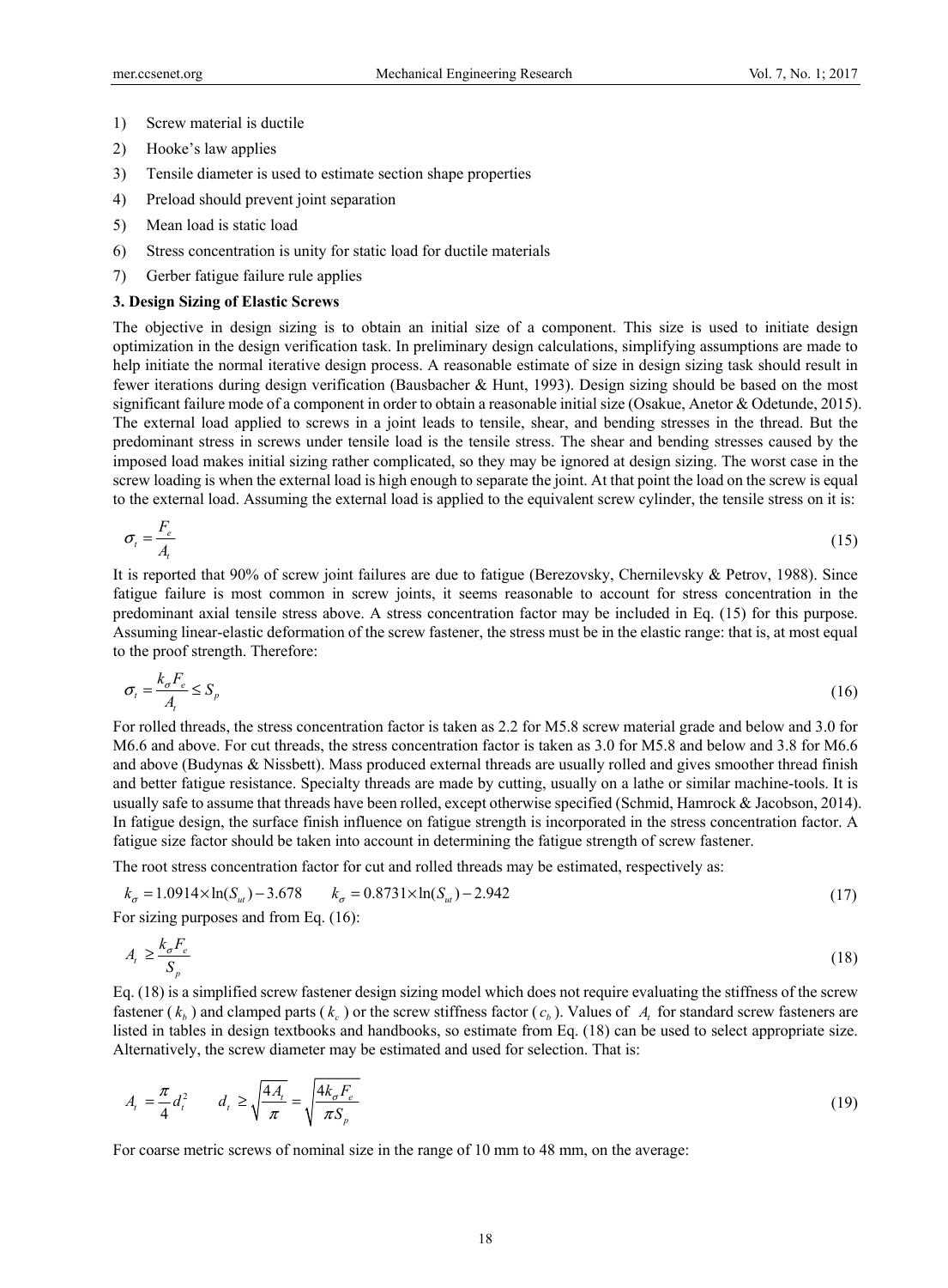1) Screw material is ductile
2) Hooke's law applies
3) Tensile diameter is used to estimate section shape properties
4) Preload should prevent joint separation
5) Mean load is static load
6) Stress concentration is unity for static load for ductile materials
7) Gerber fatigue failure rule applies

### 3. Design Sizing of Elastic Screws

The objective in design sizing is to obtain an initial size of a component. This size is used to initiate design optimization in the design verification task. In preliminary design calculations, simplifying assumptions are made to help initiate the normal iterative design process. A reasonable estimate of size in design sizing task should result in fewer iterations during design verification (Bausbacher & Hunt, 1993). Design sizing should be based on the most significant failure mode of a component in order to obtain a reasonable initial size (Osakue, Anetor & Odetunde, 2015). The external load applied to screws in a joint leads to tensile, shear, and bending stresses in the thread. But the predominant stress in screws under tensile load is the tensile stress. The shear and bending stresses caused by the imposed load makes initial sizing rather complicated, so they may be ignored at design sizing. The worst case in the screw loading is when the external load is high enough to separate the joint. At that point the load on the screw is equal to the external load. Assuming the external load is applied to the equivalent screw cylinder, the tensile stress on it is:

$$\sigma_t = \frac{F_e}{A_t} \tag{15}$$

It is reported that 90% of screw joint failures are due to fatigue (Berezovsky, Chernilevsky & Petrov, 1988). Since fatigue failure is most common in screw joints, it seems reasonable to account for stress concentration in the predominant axial tensile stress above. A stress concentration factor may be included in Eq. (15) for this purpose. Assuming linear-elastic deformation of the screw fastener, the stress must be in the elastic range: that is, at most equal to the proof strength. Therefore:

$$\sigma_t = \frac{k_\sigma F_e}{A_t} \le S_p \tag{16}$$

For rolled threads, the stress concentration factor is taken as 2.2 for M5.8 screw material grade and below and 3.0 for M6.6 and above. For cut threads, the stress concentration factor is taken as 3.0 for M5.8 and below and 3.8 for M6.6 and above (Budynas & Nissbett). Mass produced external threads are usually rolled and gives smoother thread finish and better fatigue resistance. Specialty threads are made by cutting, usually on a lathe or similar machine-tools. It is usually safe to assume that threads have been rolled, except otherwise specified (Schmid, Hamrock & Jacobson, 2014). In fatigue design, the surface finish influence on fatigue strength is incorporated in the stress concentration factor. A fatigue size factor should be taken into account in determining the fatigue strength of screw fastener.

The root stress concentration factor for cut and rolled threads may be estimated, respectively as:

$$k_\sigma = 1.0914 \times \ln(S_{ut}) - 3.678 \qquad k_\sigma = 0.8731 \times \ln(S_{ut}) - 2.942 \tag{17}$$

For sizing purposes and from Eq. (16):

$$A_t \ge \frac{k_\sigma F_e}{S_p} \tag{18}$$

Eq. (18) is a simplified screw fastener design sizing model which does not require evaluating the stiffness of the screw fastener ($k_b$) and clamped parts ($k_c$) or the screw stiffness factor ($c_b$). Values of $A_t$ for standard screw fasteners are listed in tables in design textbooks and handbooks, so estimate from Eq. (18) can be used to select appropriate size. Alternatively, the screw diameter may be estimated and used for selection. That is:

$$A_t = \frac{\pi}{4} d_t^2 \qquad d_t \ge \sqrt{\frac{4A_t}{\pi}} = \sqrt{\frac{4k_\sigma F_e}{\pi S_p}} \tag{19}$$

For coarse metric screws of nominal size in the range of 10 mm to 48 mm, on the average: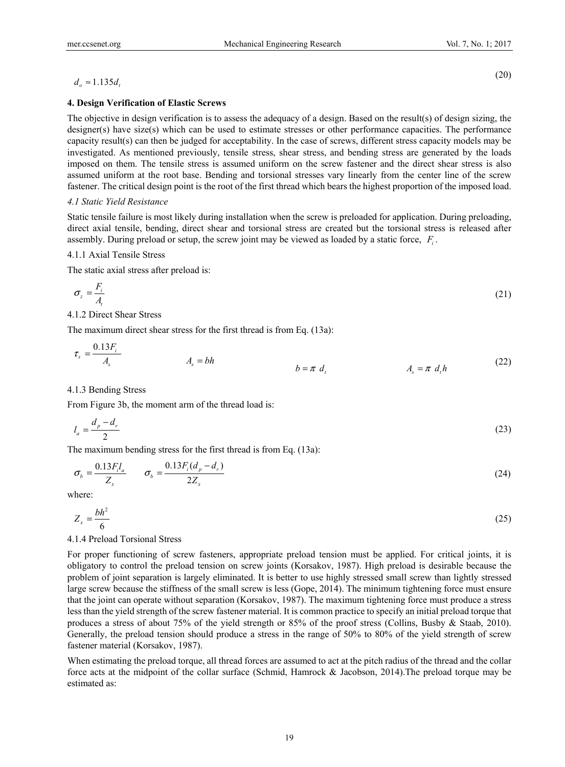$$d_o \approx 1.135 d_t \tag{20}$$

## 4. Design Verification of Elastic Screws

The objective in design verification is to assess the adequacy of a design. Based on the result(s) of design sizing, the designer(s) have size(s) which can be used to estimate stresses or other performance capacities. The performance capacity result(s) can then be judged for acceptability. In the case of screws, different stress capacity models may be investigated. As mentioned previously, tensile stress, shear stress, and bending stress are generated by the loads imposed on them. The tensile stress is assumed uniform on the screw fastener and the direct shear stress is also assumed uniform at the root base. Bending and torsional stresses vary linearly from the center line of the screw fastener. The critical design point is the root of the first thread which bears the highest proportion of the imposed load.

### *4.1 Static Yield Resistance*

Static tensile failure is most likely during installation when the screw is preloaded for application. During preloading, direct axial tensile, bending, direct shear and torsional stress are created but the torsional stress is released after assembly. During preload or setup, the screw joint may be viewed as loaded by a static force, $F_i$.

#### 4.1.1 Axial Tensile Stress

The static axial stress after preload is:

$$\sigma_z = \frac{F_i}{A_t} \tag{21}$$

#### 4.1.2 Direct Shear Stress

The maximum direct shear stress for the first thread is from Eq. (13a):

$$\tau_s = \frac{0.13 F_i}{A_s} \qquad A_s = bh \qquad b = \pi \ d_t \qquad A_s = \pi \ d_t h \tag{22}$$

#### 4.1.3 Bending Stress

From Figure 3b, the moment arm of the thread load is:

$$l_a = \frac{d_p - d_r}{2} \tag{23}$$

The maximum bending stress for the first thread is from Eq. (13a):

$$\sigma_b = \frac{0.13 F_i l_a}{Z_x} \qquad \sigma_b = \frac{0.13 F_i (d_p - d_r)}{2 Z_x} \tag{24}$$

where:

$$Z_x = \frac{bh^2}{6} \tag{25}$$

#### 4.1.4 Preload Torsional Stress

For proper functioning of screw fasteners, appropriate preload tension must be applied. For critical joints, it is obligatory to control the preload tension on screw joints (Korsakov, 1987). High preload is desirable because the problem of joint separation is largely eliminated. It is better to use highly stressed small screw than lightly stressed large screw because the stiffness of the small screw is less (Gope, 2014). The minimum tightening force must ensure that the joint can operate without separation (Korsakov, 1987). The maximum tightening force must produce a stress less than the yield strength of the screw fastener material. It is common practice to specify an initial preload torque that produces a stress of about 75% of the yield strength or 85% of the proof stress (Collins, Busby & Staab, 2010). Generally, the preload tension should produce a stress in the range of 50% to 80% of the yield strength of screw fastener material (Korsakov, 1987).

When estimating the preload torque, all thread forces are assumed to act at the pitch radius of the thread and the collar force acts at the midpoint of the collar surface (Schmid, Hamrock & Jacobson, 2014).The preload torque may be estimated as: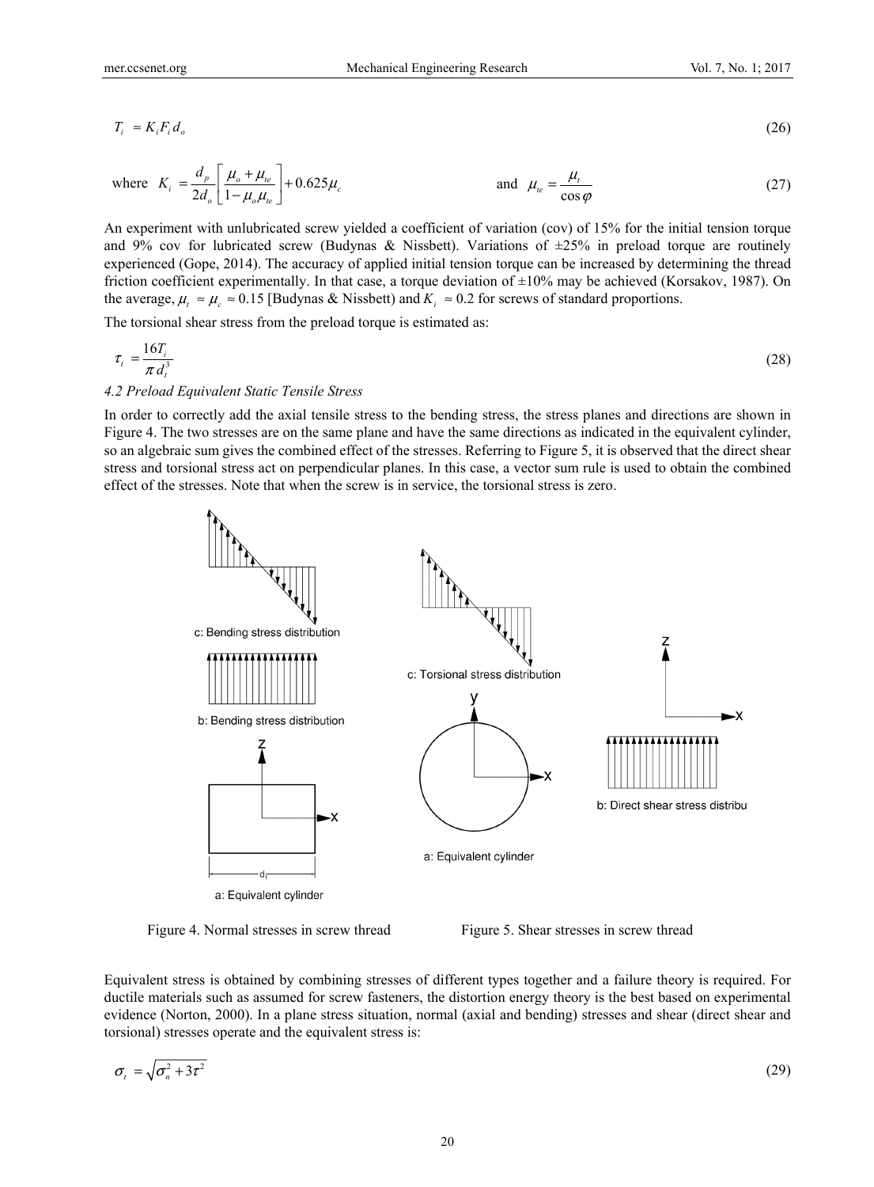$$T_i \approx K_i F_i d_o \tag{26}$$

$$\text{where} \quad K_i = \frac{d_p}{2d_o}\left[\frac{\mu_o + \mu_{te}}{1-\mu_o \mu_{te}}\right] + 0.625\mu_c \qquad \text{and} \quad \mu_{te} = \frac{\mu_t}{\cos\varphi} \tag{27}$$

An experiment with unlubricated screw yielded a coefficient of variation (cov) of 15% for the initial tension torque and 9% cov for lubricated screw (Budynas & Nissbett). Variations of ±25% in preload torque are routinely experienced (Gope, 2014). The accuracy of applied initial tension torque can be increased by determining the thread friction coefficient experimentally. In that case, a torque deviation of ±10% may be achieved (Korsakov, 1987). On the average, $\mu_t \approx \mu_c \approx 0.15$ [Budynas & Nissbett) and $K_i \approx 0.2$ for screws of standard proportions.

The torsional shear stress from the preload torque is estimated as:

$$\tau_t = \frac{16T_i}{\pi d_t^3} \tag{28}$$

#### 4.2 Preload Equivalent Static Tensile Stress

In order to correctly add the axial tensile stress to the bending stress, the stress planes and directions are shown in Figure 4. The two stresses are on the same plane and have the same directions as indicated in the equivalent cylinder, so an algebraic sum gives the combined effect of the stresses. Referring to Figure 5, it is observed that the direct shear stress and torsional stress act on perpendicular planes. In this case, a vector sum rule is used to obtain the combined effect of the stresses. Note that when the screw is in service, the torsional stress is zero.

Figure 4. Normal stresses in screw thread

Figure 5. Shear stresses in screw thread

Equivalent stress is obtained by combining stresses of different types together and a failure theory is required. For ductile materials such as assumed for screw fasteners, the distortion energy theory is the best based on experimental evidence (Norton, 2000). In a plane stress situation, normal (axial and bending) stresses and shear (direct shear and torsional) stresses operate and the equivalent stress is:

$$\sigma_t = \sqrt{\sigma_n^2 + 3\tau^2} \tag{29}$$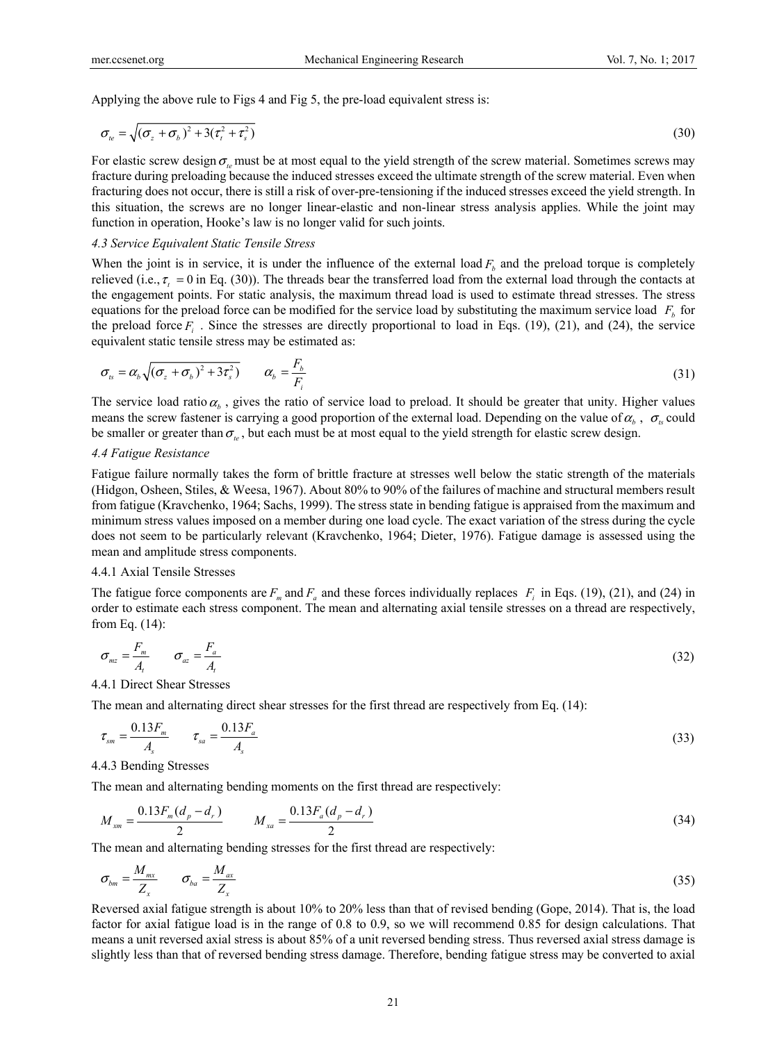Applying the above rule to Figs 4 and Fig 5, the pre-load equivalent stress is:

$$\sigma_{te} = \sqrt{(\sigma_z + \sigma_b)^2 + 3(\tau_t^2 + \tau_s^2)} \tag{30}$$

For elastic screw design $\sigma_{te}$ must be at most equal to the yield strength of the screw material. Sometimes screws may fracture during preloading because the induced stresses exceed the ultimate strength of the screw material. Even when fracturing does not occur, there is still a risk of over-pre-tensioning if the induced stresses exceed the yield strength. In this situation, the screws are no longer linear-elastic and non-linear stress analysis applies. While the joint may function in operation, Hooke's law is no longer valid for such joints.

### 4.3 Service Equivalent Static Tensile Stress

When the joint is in service, it is under the influence of the external load $F_b$ and the preload torque is completely relieved (i.e., $\tau_t = 0$ in Eq. (30)). The threads bear the transferred load from the external load through the contacts at the engagement points. For static analysis, the maximum thread load is used to estimate thread stresses. The stress equations for the preload force can be modified for the service load by substituting the maximum service load $F_b$ for the preload force $F_i$. Since the stresses are directly proportional to load in Eqs. (19), (21), and (24), the service equivalent static tensile stress may be estimated as:

$$\sigma_{ts} = \alpha_b \sqrt{(\sigma_z + \sigma_b)^2 + 3\tau_s^2} \qquad \alpha_b = \frac{F_b}{F_i} \tag{31}$$

The service load ratio $\alpha_b$, gives the ratio of service load to preload. It should be greater that unity. Higher values means the screw fastener is carrying a good proportion of the external load. Depending on the value of $\alpha_b$, $\sigma_{ts}$ could be smaller or greater than $\sigma_{te}$, but each must be at most equal to the yield strength for elastic screw design.

### 4.4 Fatigue Resistance

Fatigue failure normally takes the form of brittle fracture at stresses well below the static strength of the materials (Hidgon, Osheen, Stiles, & Weesa, 1967). About 80% to 90% of the failures of machine and structural members result from fatigue (Kravchenko, 1964; Sachs, 1999). The stress state in bending fatigue is appraised from the maximum and minimum stress values imposed on a member during one load cycle. The exact variation of the stress during the cycle does not seem to be particularly relevant (Kravchenko, 1964; Dieter, 1976). Fatigue damage is assessed using the mean and amplitude stress components.

#### 4.4.1 Axial Tensile Stresses

The fatigue force components are $F_m$ and $F_a$ and these forces individually replaces $F_i$ in Eqs. (19), (21), and (24) in order to estimate each stress component. The mean and alternating axial tensile stresses on a thread are respectively, from Eq. (14):

$$\sigma_{mz} = \frac{F_m}{A_t} \qquad \sigma_{az} = \frac{F_a}{A_t} \tag{32}$$

#### 4.4.1 Direct Shear Stresses

The mean and alternating direct shear stresses for the first thread are respectively from Eq. (14):

$$\tau_{sm} = \frac{0.13F_m}{A_s} \qquad \tau_{sa} = \frac{0.13F_a}{A_s} \tag{33}$$

#### 4.4.3 Bending Stresses

The mean and alternating bending moments on the first thread are respectively:

$$M_{xm} = \frac{0.13F_m(d_p - d_r)}{2} \qquad M_{xa} = \frac{0.13F_a(d_p - d_r)}{2} \tag{34}$$

The mean and alternating bending stresses for the first thread are respectively:

$$\sigma_{bm} = \frac{M_{mx}}{Z_x} \qquad \sigma_{ba} = \frac{M_{ax}}{Z_x} \tag{35}$$

Reversed axial fatigue strength is about 10% to 20% less than that of revised bending (Gope, 2014). That is, the load factor for axial fatigue load is in the range of 0.8 to 0.9, so we will recommend 0.85 for design calculations. That means a unit reversed axial stress is about 85% of a unit reversed bending stress. Thus reversed axial stress damage is slightly less than that of reversed bending stress damage. Therefore, bending fatigue stress may be converted to axial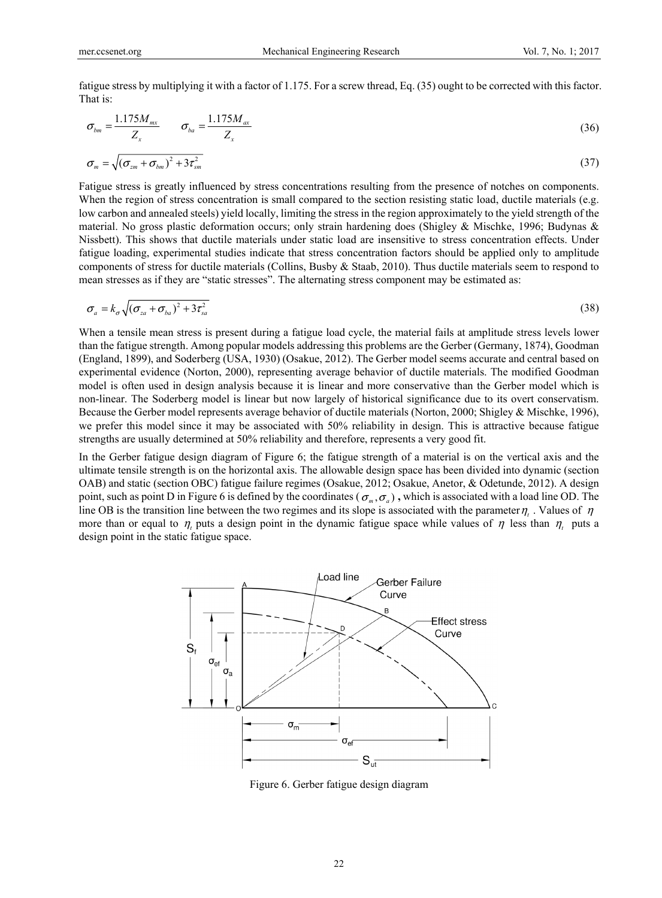fatigue stress by multiplying it with a factor of 1.175. For a screw thread, Eq. (35) ought to be corrected with this factor. That is:

$$\sigma_{bm} = \frac{1.175 M_{mx}}{Z_x} \qquad \sigma_{ba} = \frac{1.175 M_{ax}}{Z_x} \tag{36}$$

$$\sigma_m = \sqrt{(\sigma_{zm} + \sigma_{bm})^2 + 3\tau_{sm}^2} \tag{37}$$

Fatigue stress is greatly influenced by stress concentrations resulting from the presence of notches on components. When the region of stress concentration is small compared to the section resisting static load, ductile materials (e.g. low carbon and annealed steels) yield locally, limiting the stress in the region approximately to the yield strength of the material. No gross plastic deformation occurs; only strain hardening does (Shigley & Mischke, 1996; Budynas & Nissbett). This shows that ductile materials under static load are insensitive to stress concentration effects. Under fatigue loading, experimental studies indicate that stress concentration factors should be applied only to amplitude components of stress for ductile materials (Collins, Busby & Staab, 2010). Thus ductile materials seem to respond to mean stresses as if they are "static stresses". The alternating stress component may be estimated as:

$$\sigma_a = k_\sigma \sqrt{(\sigma_{za} + \sigma_{ba})^2 + 3\tau_{sa}^2} \tag{38}$$

When a tensile mean stress is present during a fatigue load cycle, the material fails at amplitude stress levels lower than the fatigue strength. Among popular models addressing this problems are the Gerber (Germany, 1874), Goodman (England, 1899), and Soderberg (USA, 1930) (Osakue, 2012). The Gerber model seems accurate and central based on experimental evidence (Norton, 2000), representing average behavior of ductile materials. The modified Goodman model is often used in design analysis because it is linear and more conservative than the Gerber model which is non-linear. The Soderberg model is linear but now largely of historical significance due to its overt conservatism. Because the Gerber model represents average behavior of ductile materials (Norton, 2000; Shigley & Mischke, 1996), we prefer this model since it may be associated with 50% reliability in design. This is attractive because fatigue strengths are usually determined at 50% reliability and therefore, represents a very good fit.

In the Gerber fatigue design diagram of Figure 6; the fatigue strength of a material is on the vertical axis and the ultimate tensile strength is on the horizontal axis. The allowable design space has been divided into dynamic (section OAB) and static (section OBC) fatigue failure regimes (Osakue, 2012; Osakue, Anetor, & Odetunde, 2012). A design point, such as point D in Figure 6 is defined by the coordinates ($\sigma_m, \sigma_a$) **,** which is associated with a load line OD. The line OB is the transition line between the two regimes and its slope is associated with the parameter $\eta_t$ . Values of $\eta$ more than or equal to $\eta_t$ puts a design point in the dynamic fatigue space while values of $\eta$ less than $\eta_t$ puts a design point in the static fatigue space.

Figure 6. Gerber fatigue design diagram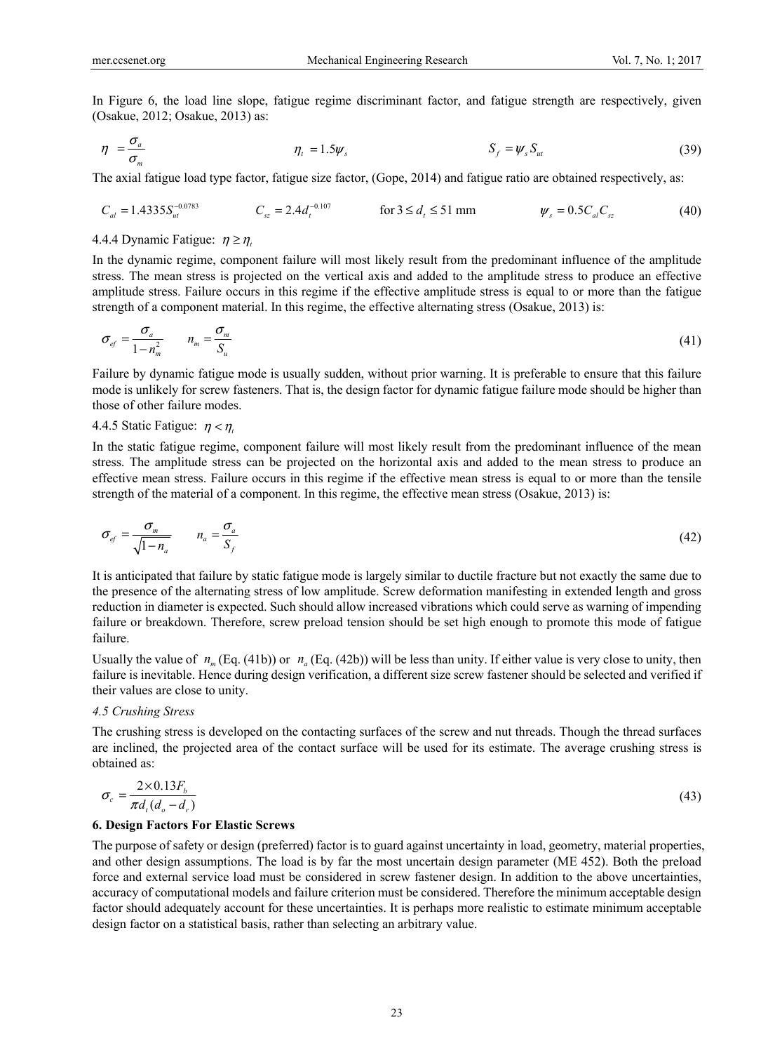In Figure 6, the load line slope, fatigue regime discriminant factor, and fatigue strength are respectively, given (Osakue, 2012; Osakue, 2013) as:

$$\eta = \frac{\sigma_a}{\sigma_m} \qquad \eta_t = 1.5\psi_s \qquad S_f = \psi_s S_{ut} \tag{39}$$

The axial fatigue load type factor, fatigue size factor, (Gope, 2014) and fatigue ratio are obtained respectively, as:

$$C_{al} = 1.4335 S_{ut}^{-0.0783} \qquad C_{sz} = 2.4 d_t^{-0.107} \quad \text{for } 3 \le d_t \le 51 \text{ mm} \qquad \psi_s = 0.5 C_{al} C_{sz} \tag{40}$$

4.4.4 Dynamic Fatigue: $\eta \ge \eta_t$

In the dynamic regime, component failure will most likely result from the predominant influence of the amplitude stress. The mean stress is projected on the vertical axis and added to the amplitude stress to produce an effective amplitude stress. Failure occurs in this regime if the effective amplitude stress is equal to or more than the fatigue strength of a component material. In this regime, the effective alternating stress (Osakue, 2013) is:

$$\sigma_{ef} = \frac{\sigma_a}{1 - n_m^2} \qquad n_m = \frac{\sigma_m}{S_u} \tag{41}$$

Failure by dynamic fatigue mode is usually sudden, without prior warning. It is preferable to ensure that this failure mode is unlikely for screw fasteners. That is, the design factor for dynamic fatigue failure mode should be higher than those of other failure modes.

4.4.5 Static Fatigue: $\eta < \eta_t$

In the static fatigue regime, component failure will most likely result from the predominant influence of the mean stress. The amplitude stress can be projected on the horizontal axis and added to the mean stress to produce an effective mean stress. Failure occurs in this regime if the effective mean stress is equal to or more than the tensile strength of the material of a component. In this regime, the effective mean stress (Osakue, 2013) is:

$$\sigma_{ef} = \frac{\sigma_m}{\sqrt{1 - n_a}} \qquad n_a = \frac{\sigma_a}{S_f} \tag{42}$$

It is anticipated that failure by static fatigue mode is largely similar to ductile fracture but not exactly the same due to the presence of the alternating stress of low amplitude. Screw deformation manifesting in extended length and gross reduction in diameter is expected. Such should allow increased vibrations which could serve as warning of impending failure or breakdown. Therefore, screw preload tension should be set high enough to promote this mode of fatigue failure.

Usually the value of $n_m$ (Eq. (41b)) or $n_a$ (Eq. (42b)) will be less than unity. If either value is very close to unity, then failure is inevitable. Hence during design verification, a different size screw fastener should be selected and verified if their values are close to unity.

*4.5 Crushing Stress*

The crushing stress is developed on the contacting surfaces of the screw and nut threads. Though the thread surfaces are inclined, the projected area of the contact surface will be used for its estimate. The average crushing stress is obtained as:

$$\sigma_c = \frac{2 \times 0.13 F_b}{\pi d_t (d_o - d_r)} \tag{43}$$

**6. Design Factors For Elastic Screws**

The purpose of safety or design (preferred) factor is to guard against uncertainty in load, geometry, material properties, and other design assumptions. The load is by far the most uncertain design parameter (ME 452). Both the preload force and external service load must be considered in screw fastener design. In addition to the above uncertainties, accuracy of computational models and failure criterion must be considered. Therefore the minimum acceptable design factor should adequately account for these uncertainties. It is perhaps more realistic to estimate minimum acceptable design factor on a statistical basis, rather than selecting an arbitrary value.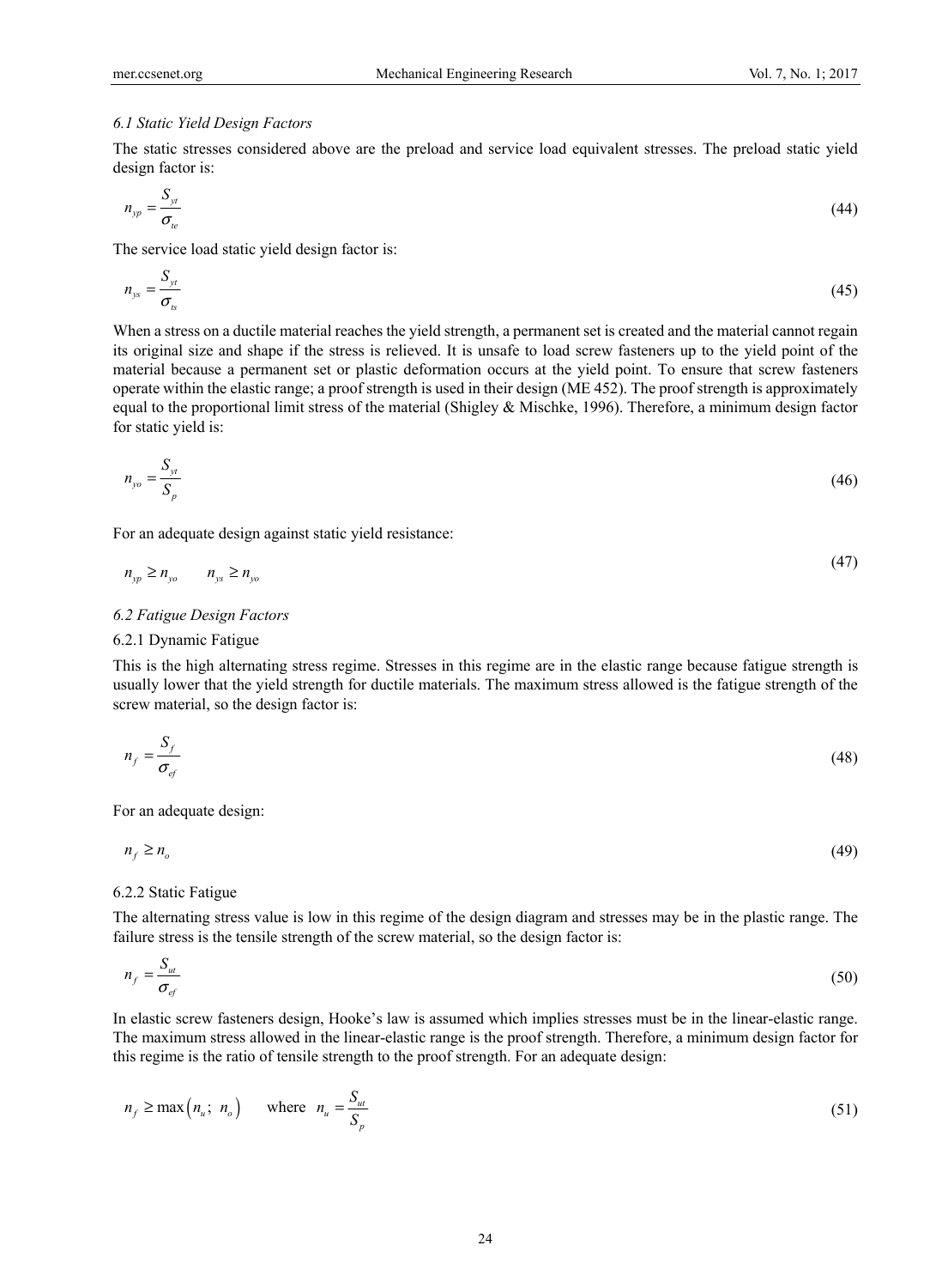### *6.1 Static Yield Design Factors*

The static stresses considered above are the preload and service load equivalent stresses. The preload static yield design factor is:

$$n_{yp} = \frac{S_{yt}}{\sigma_{te}} \tag{44}$$

The service load static yield design factor is:

$$n_{ys} = \frac{S_{yt}}{\sigma_{ts}} \tag{45}$$

When a stress on a ductile material reaches the yield strength, a permanent set is created and the material cannot regain its original size and shape if the stress is relieved. It is unsafe to load screw fasteners up to the yield point of the material because a permanent set or plastic deformation occurs at the yield point. To ensure that screw fasteners operate within the elastic range; a proof strength is used in their design (ME 452). The proof strength is approximately equal to the proportional limit stress of the material (Shigley & Mischke, 1996). Therefore, a minimum design factor for static yield is:

$$n_{yo} = \frac{S_{yt}}{S_p} \tag{46}$$

For an adequate design against static yield resistance:

$$n_{yp} \geq n_{yo} \qquad n_{ys} \geq n_{yo} \tag{47}$$

### *6.2 Fatigue Design Factors*

6.2.1 Dynamic Fatigue

This is the high alternating stress regime. Stresses in this regime are in the elastic range because fatigue strength is usually lower that the yield strength for ductile materials. The maximum stress allowed is the fatigue strength of the screw material, so the design factor is:

$$n_f = \frac{S_f}{\sigma_{ef}} \tag{48}$$

For an adequate design:

$$n_f \geq n_o \tag{49}$$

6.2.2 Static Fatigue

The alternating stress value is low in this regime of the design diagram and stresses may be in the plastic range. The failure stress is the tensile strength of the screw material, so the design factor is:

$$n_f = \frac{S_{ut}}{\sigma_{ef}} \tag{50}$$

In elastic screw fasteners design, Hooke's law is assumed which implies stresses must be in the linear-elastic range. The maximum stress allowed in the linear-elastic range is the proof strength. Therefore, a minimum design factor for this regime is the ratio of tensile strength to the proof strength. For an adequate design:

$$n_f \geq \max\left(n_u;\ n_o\right) \qquad \text{where} \quad n_u = \frac{S_{ut}}{S_p} \tag{51}$$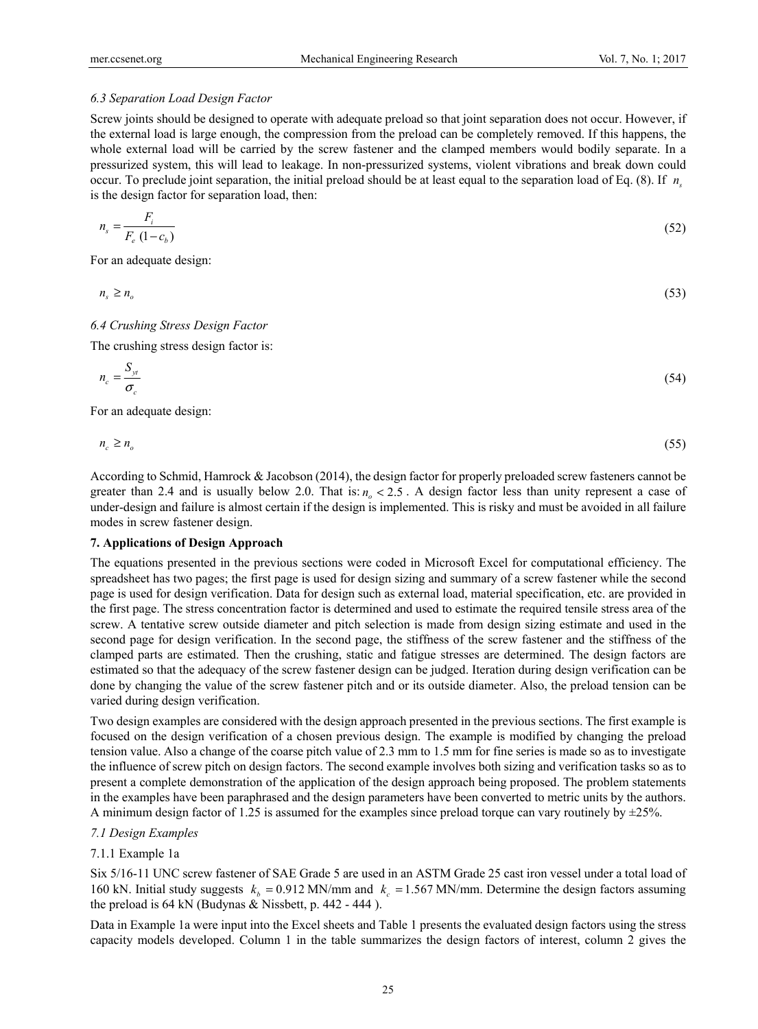### *6.3 Separation Load Design Factor*

Screw joints should be designed to operate with adequate preload so that joint separation does not occur. However, if the external load is large enough, the compression from the preload can be completely removed. If this happens, the whole external load will be carried by the screw fastener and the clamped members would bodily separate. In a pressurized system, this will lead to leakage. In non-pressurized systems, violent vibrations and break down could occur. To preclude joint separation, the initial preload should be at least equal to the separation load of Eq. (8). If $n_s$ is the design factor for separation load, then:

$$n_s = \frac{F_i}{F_e\,(1 - c_b)} \tag{52}$$

For an adequate design:

$$n_s \geq n_o \tag{53}$$

### *6.4 Crushing Stress Design Factor*

The crushing stress design factor is:

$$n_c = \frac{S_{yt}}{\sigma_c} \tag{54}$$

For an adequate design:

$$n_c \geq n_o \tag{55}$$

According to Schmid, Hamrock & Jacobson (2014), the design factor for properly preloaded screw fasteners cannot be greater than 2.4 and is usually below 2.0. That is: $n_o < 2.5$. A design factor less than unity represent a case of under-design and failure is almost certain if the design is implemented. This is risky and must be avoided in all failure modes in screw fastener design.

## 7. Applications of Design Approach

The equations presented in the previous sections were coded in Microsoft Excel for computational efficiency. The spreadsheet has two pages; the first page is used for design sizing and summary of a screw fastener while the second page is used for design verification. Data for design such as external load, material specification, etc. are provided in the first page. The stress concentration factor is determined and used to estimate the required tensile stress area of the screw. A tentative screw outside diameter and pitch selection is made from design sizing estimate and used in the second page for design verification. In the second page, the stiffness of the screw fastener and the stiffness of the clamped parts are estimated. Then the crushing, static and fatigue stresses are determined. The design factors are estimated so that the adequacy of the screw fastener design can be judged. Iteration during design verification can be done by changing the value of the screw fastener pitch and or its outside diameter. Also, the preload tension can be varied during design verification.

Two design examples are considered with the design approach presented in the previous sections. The first example is focused on the design verification of a chosen previous design. The example is modified by changing the preload tension value. Also a change of the coarse pitch value of 2.3 mm to 1.5 mm for fine series is made so as to investigate the influence of screw pitch on design factors. The second example involves both sizing and verification tasks so as to present a complete demonstration of the application of the design approach being proposed. The problem statements in the examples have been paraphrased and the design parameters have been converted to metric units by the authors. A minimum design factor of 1.25 is assumed for the examples since preload torque can vary routinely by ±25%.

### *7.1 Design Examples*

#### 7.1.1 Example 1a

Six 5/16-11 UNC screw fastener of SAE Grade 5 are used in an ASTM Grade 25 cast iron vessel under a total load of 160 kN. Initial study suggests $k_b = 0.912$ MN/mm and $k_c = 1.567$ MN/mm. Determine the design factors assuming the preload is 64 kN (Budynas & Nissbett, p. 442 - 444 ).

Data in Example 1a were input into the Excel sheets and Table 1 presents the evaluated design factors using the stress capacity models developed. Column 1 in the table summarizes the design factors of interest, column 2 gives the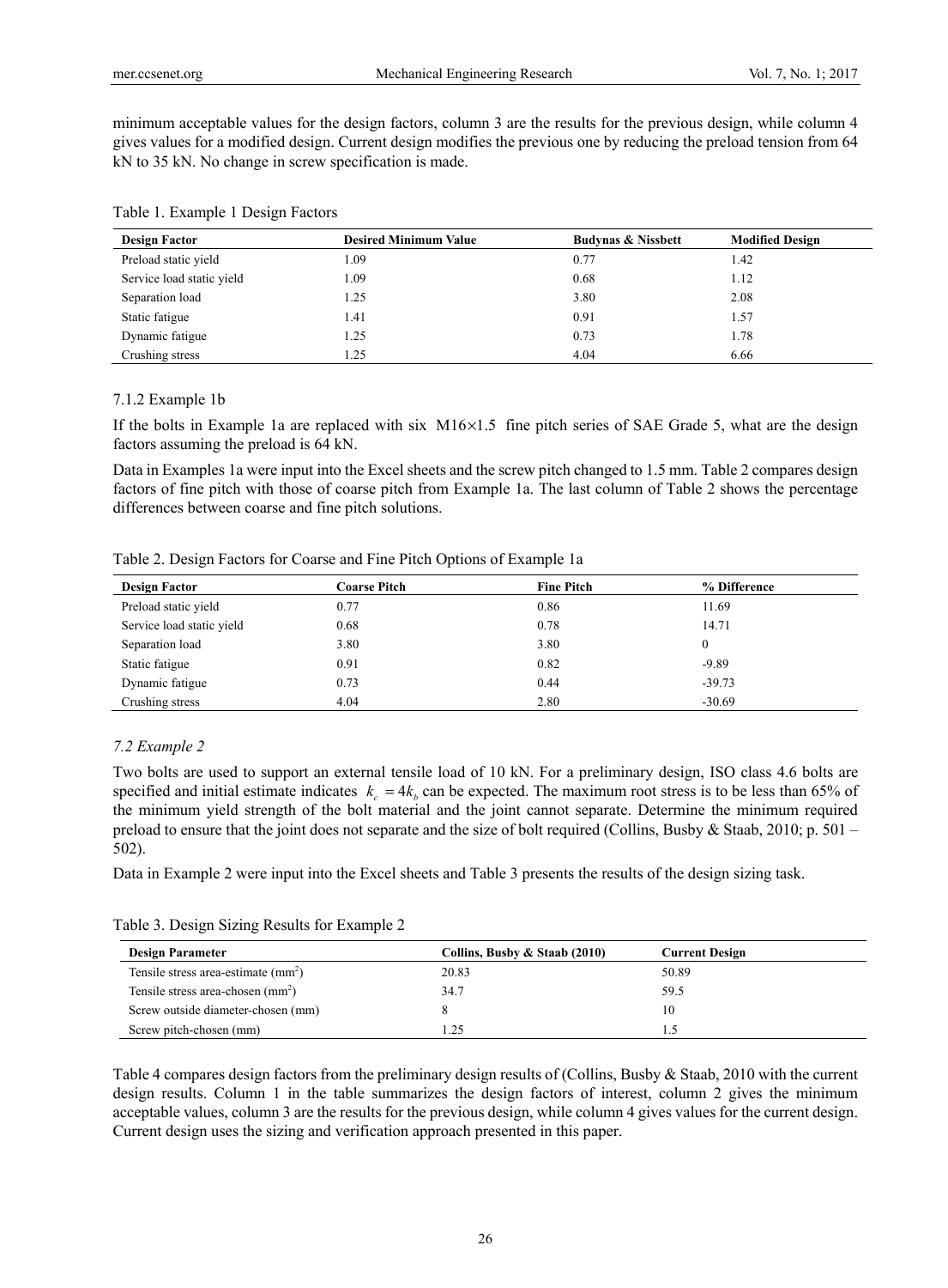minimum acceptable values for the design factors, column 3 are the results for the previous design, while column 4 gives values for a modified design. Current design modifies the previous one by reducing the preload tension from 64 kN to 35 kN. No change in screw specification is made.

Table 1. Example 1 Design Factors

| Design Factor | Desired Minimum Value | Budynas & Nissbett | Modified Design |
|---|---|---|---|
| Preload static yield | 1.09 | 0.77 | 1.42 |
| Service load static yield | 1.09 | 0.68 | 1.12 |
| Separation load | 1.25 | 3.80 | 2.08 |
| Static fatigue | 1.41 | 0.91 | 1.57 |
| Dynamic fatigue | 1.25 | 0.73 | 1.78 |
| Crushing stress | 1.25 | 4.04 | 6.66 |

7.1.2 Example 1b

If the bolts in Example 1a are replaced with six $M16\times1.5$ fine pitch series of SAE Grade 5, what are the design factors assuming the preload is 64 kN.

Data in Examples 1a were input into the Excel sheets and the screw pitch changed to 1.5 mm. Table 2 compares design factors of fine pitch with those of coarse pitch from Example 1a. The last column of Table 2 shows the percentage differences between coarse and fine pitch solutions.

Table 2. Design Factors for Coarse and Fine Pitch Options of Example 1a

| Design Factor | Coarse Pitch | Fine Pitch | % Difference |
|---|---|---|---|
| Preload static yield | 0.77 | 0.86 | 11.69 |
| Service load static yield | 0.68 | 0.78 | 14.71 |
| Separation load | 3.80 | 3.80 | 0 |
| Static fatigue | 0.91 | 0.82 | -9.89 |
| Dynamic fatigue | 0.73 | 0.44 | -39.73 |
| Crushing stress | 4.04 | 2.80 | -30.69 |

### *7.2 Example 2*

Two bolts are used to support an external tensile load of 10 kN. For a preliminary design, ISO class 4.6 bolts are specified and initial estimate indicates $k_c = 4k_b$ can be expected. The maximum root stress is to be less than 65% of the minimum yield strength of the bolt material and the joint cannot separate. Determine the minimum required preload to ensure that the joint does not separate and the size of bolt required (Collins, Busby & Staab, 2010; p. 501 – 502).

Data in Example 2 were input into the Excel sheets and Table 3 presents the results of the design sizing task.

Table 3. Design Sizing Results for Example 2

| Design Parameter | Collins, Busby & Staab (2010) | Current Design |
|---|---|---|
| Tensile stress area-estimate (mm$^2$) | 20.83 | 50.89 |
| Tensile stress area-chosen (mm$^2$) | 34.7 | 59.5 |
| Screw outside diameter-chosen (mm) | 8 | 10 |
| Screw pitch-chosen (mm) | 1.25 | 1.5 |

Table 4 compares design factors from the preliminary design results of (Collins, Busby & Staab, 2010 with the current design results. Column 1 in the table summarizes the design factors of interest, column 2 gives the minimum acceptable values, column 3 are the results for the previous design, while column 4 gives values for the current design. Current design uses the sizing and verification approach presented in this paper.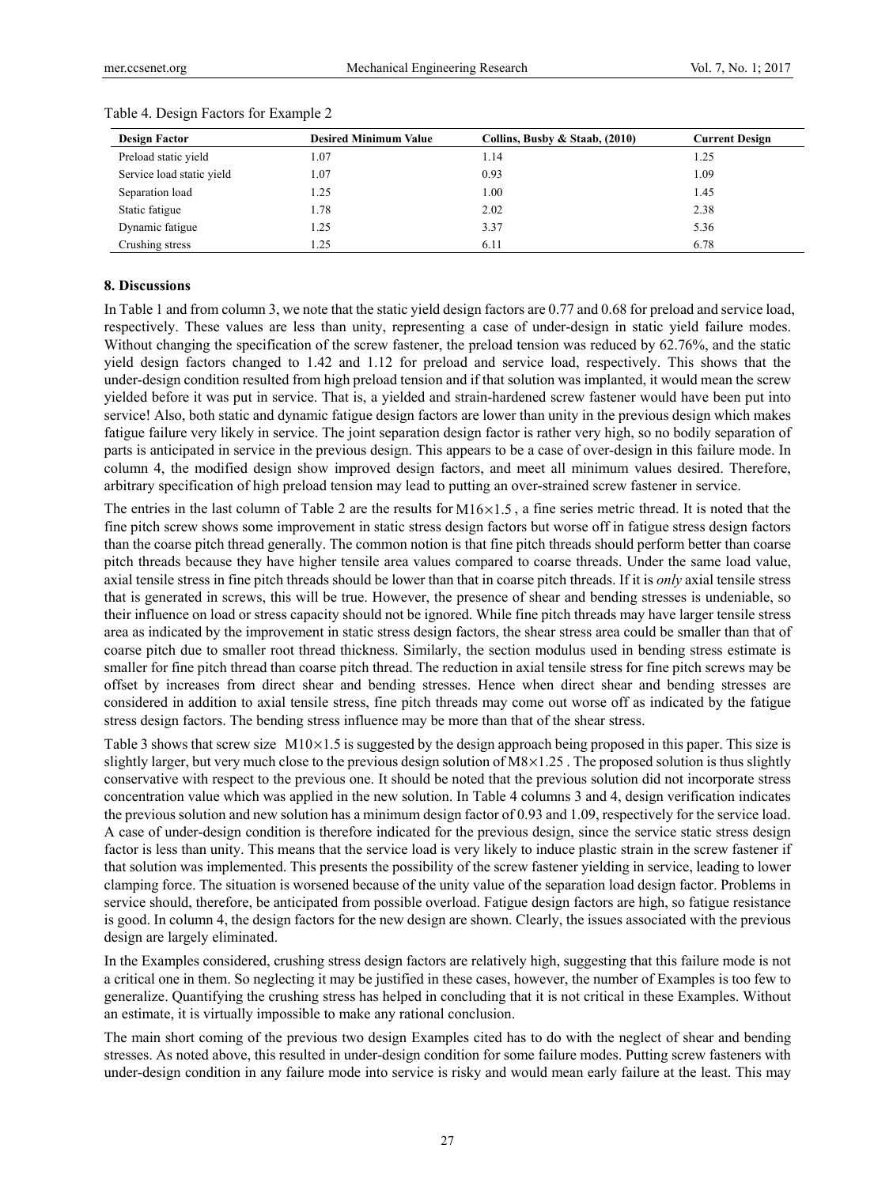Table 4. Design Factors for Example 2

| Design Factor | Desired Minimum Value | Collins, Busby & Staab, (2010) | Current Design |
|---|---|---|---|
| Preload static yield | 1.07 | 1.14 | 1.25 |
| Service load static yield | 1.07 | 0.93 | 1.09 |
| Separation load | 1.25 | 1.00 | 1.45 |
| Static fatigue | 1.78 | 2.02 | 2.38 |
| Dynamic fatigue | 1.25 | 3.37 | 5.36 |
| Crushing stress | 1.25 | 6.11 | 6.78 |

## 8. Discussions

In Table 1 and from column 3, we note that the static yield design factors are 0.77 and 0.68 for preload and service load, respectively. These values are less than unity, representing a case of under-design in static yield failure modes. Without changing the specification of the screw fastener, the preload tension was reduced by 62.76%, and the static yield design factors changed to 1.42 and 1.12 for preload and service load, respectively. This shows that the under-design condition resulted from high preload tension and if that solution was implanted, it would mean the screw yielded before it was put in service. That is, a yielded and strain-hardened screw fastener would have been put into service! Also, both static and dynamic fatigue design factors are lower than unity in the previous design which makes fatigue failure very likely in service. The joint separation design factor is rather very high, so no bodily separation of parts is anticipated in service in the previous design. This appears to be a case of over-design in this failure mode. In column 4, the modified design show improved design factors, and meet all minimum values desired. Therefore, arbitrary specification of high preload tension may lead to putting an over-strained screw fastener in service.

The entries in the last column of Table 2 are the results for $M16\times1.5$ , a fine series metric thread. It is noted that the fine pitch screw shows some improvement in static stress design factors but worse off in fatigue stress design factors than the coarse pitch thread generally. The common notion is that fine pitch threads should perform better than coarse pitch threads because they have higher tensile area values compared to coarse threads. Under the same load value, axial tensile stress in fine pitch threads should be lower than that in coarse pitch threads. If it is *only* axial tensile stress that is generated in screws, this will be true. However, the presence of shear and bending stresses is undeniable, so their influence on load or stress capacity should not be ignored. While fine pitch threads may have larger tensile stress area as indicated by the improvement in static stress design factors, the shear stress area could be smaller than that of coarse pitch due to smaller root thread thickness. Similarly, the section modulus used in bending stress estimate is smaller for fine pitch thread than coarse pitch thread. The reduction in axial tensile stress for fine pitch screws may be offset by increases from direct shear and bending stresses. Hence when direct shear and bending stresses are considered in addition to axial tensile stress, fine pitch threads may come out worse off as indicated by the fatigue stress design factors. The bending stress influence may be more than that of the shear stress.

Table 3 shows that screw size $M10\times1.5$ is suggested by the design approach being proposed in this paper. This size is slightly larger, but very much close to the previous design solution of $M8\times1.25$ . The proposed solution is thus slightly conservative with respect to the previous one. It should be noted that the previous solution did not incorporate stress concentration value which was applied in the new solution. In Table 4 columns 3 and 4, design verification indicates the previous solution and new solution has a minimum design factor of 0.93 and 1.09, respectively for the service load. A case of under-design condition is therefore indicated for the previous design, since the service static stress design factor is less than unity. This means that the service load is very likely to induce plastic strain in the screw fastener if that solution was implemented. This presents the possibility of the screw fastener yielding in service, leading to lower clamping force. The situation is worsened because of the unity value of the separation load design factor. Problems in service should, therefore, be anticipated from possible overload. Fatigue design factors are high, so fatigue resistance is good. In column 4, the design factors for the new design are shown. Clearly, the issues associated with the previous design are largely eliminated.

In the Examples considered, crushing stress design factors are relatively high, suggesting that this failure mode is not a critical one in them. So neglecting it may be justified in these cases, however, the number of Examples is too few to generalize. Quantifying the crushing stress has helped in concluding that it is not critical in these Examples. Without an estimate, it is virtually impossible to make any rational conclusion.

The main short coming of the previous two design Examples cited has to do with the neglect of shear and bending stresses. As noted above, this resulted in under-design condition for some failure modes. Putting screw fasteners with under-design condition in any failure mode into service is risky and would mean early failure at the least. This may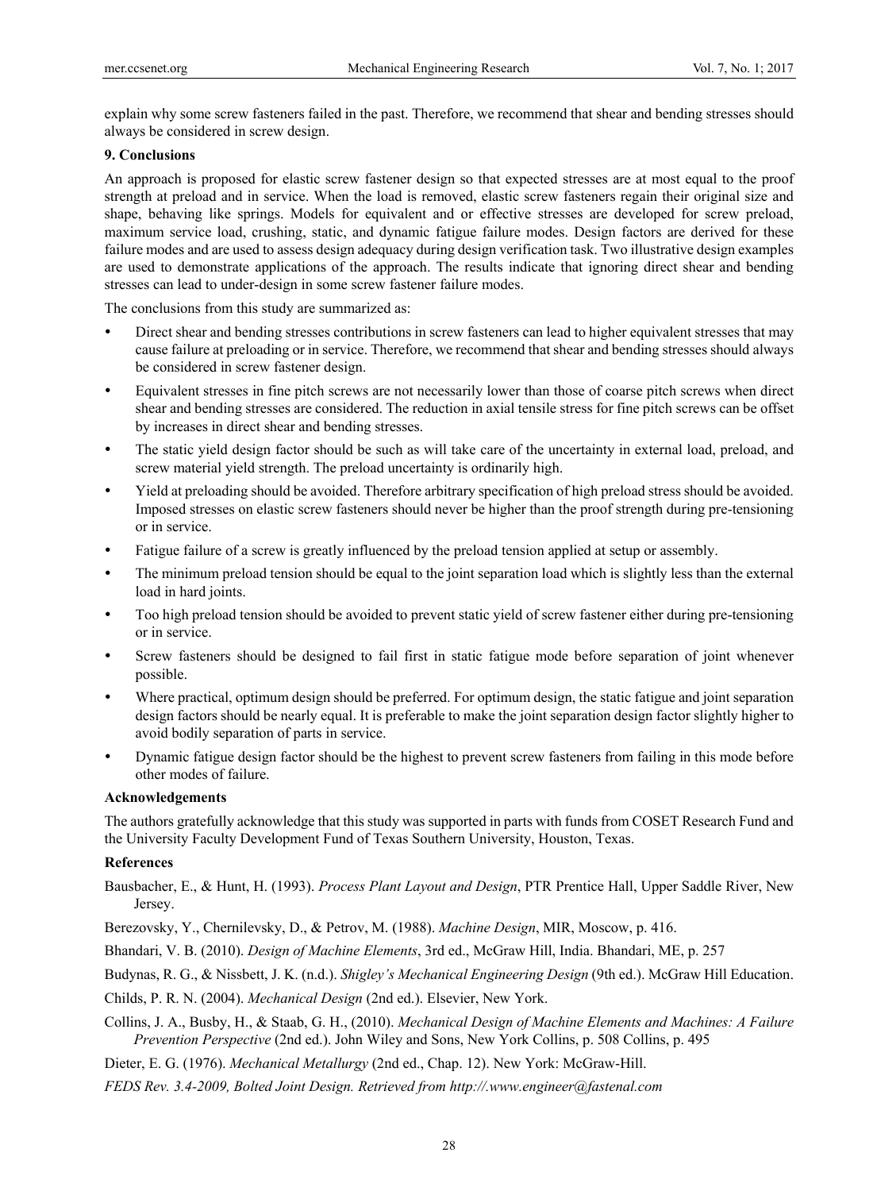explain why some screw fasteners failed in the past. Therefore, we recommend that shear and bending stresses should always be considered in screw design.

## 9. Conclusions

An approach is proposed for elastic screw fastener design so that expected stresses are at most equal to the proof strength at preload and in service. When the load is removed, elastic screw fasteners regain their original size and shape, behaving like springs. Models for equivalent and or effective stresses are developed for screw preload, maximum service load, crushing, static, and dynamic fatigue failure modes. Design factors are derived for these failure modes and are used to assess design adequacy during design verification task. Two illustrative design examples are used to demonstrate applications of the approach. The results indicate that ignoring direct shear and bending stresses can lead to under-design in some screw fastener failure modes.

The conclusions from this study are summarized as:

- Direct shear and bending stresses contributions in screw fasteners can lead to higher equivalent stresses that may cause failure at preloading or in service. Therefore, we recommend that shear and bending stresses should always be considered in screw fastener design.
- Equivalent stresses in fine pitch screws are not necessarily lower than those of coarse pitch screws when direct shear and bending stresses are considered. The reduction in axial tensile stress for fine pitch screws can be offset by increases in direct shear and bending stresses.
- The static yield design factor should be such as will take care of the uncertainty in external load, preload, and screw material yield strength. The preload uncertainty is ordinarily high.
- Yield at preloading should be avoided. Therefore arbitrary specification of high preload stress should be avoided. Imposed stresses on elastic screw fasteners should never be higher than the proof strength during pre-tensioning or in service.
- Fatigue failure of a screw is greatly influenced by the preload tension applied at setup or assembly.
- The minimum preload tension should be equal to the joint separation load which is slightly less than the external load in hard joints.
- Too high preload tension should be avoided to prevent static yield of screw fastener either during pre-tensioning or in service.
- Screw fasteners should be designed to fail first in static fatigue mode before separation of joint whenever possible.
- Where practical, optimum design should be preferred. For optimum design, the static fatigue and joint separation design factors should be nearly equal. It is preferable to make the joint separation design factor slightly higher to avoid bodily separation of parts in service.
- Dynamic fatigue design factor should be the highest to prevent screw fasteners from failing in this mode before other modes of failure.

### Acknowledgements

The authors gratefully acknowledge that this study was supported in parts with funds from COSET Research Fund and the University Faculty Development Fund of Texas Southern University, Houston, Texas.

### References

Bausbacher, E., & Hunt, H. (1993). *Process Plant Layout and Design*, PTR Prentice Hall, Upper Saddle River, New Jersey.

Berezovsky, Y., Chernilevsky, D., & Petrov, M. (1988). *Machine Design*, MIR, Moscow, p. 416.

Bhandari, V. B. (2010). *Design of Machine Elements*, 3rd ed., McGraw Hill, India. Bhandari, ME, p. 257

Budynas, R. G., & Nissbett, J. K. (n.d.). *Shigley's Mechanical Engineering Design* (9th ed.). McGraw Hill Education.

Childs, P. R. N. (2004). *Mechanical Design* (2nd ed.). Elsevier, New York.

Collins, J. A., Busby, H., & Staab, G. H., (2010). *Mechanical Design of Machine Elements and Machines: A Failure Prevention Perspective* (2nd ed.). John Wiley and Sons, New York Collins, p. 508 Collins, p. 495

Dieter, E. G. (1976). *Mechanical Metallurgy* (2nd ed., Chap. 12). New York: McGraw-Hill.

*FEDS Rev. 3.4-2009, Bolted Joint Design. Retrieved from http://.www.engineer@fastenal.com*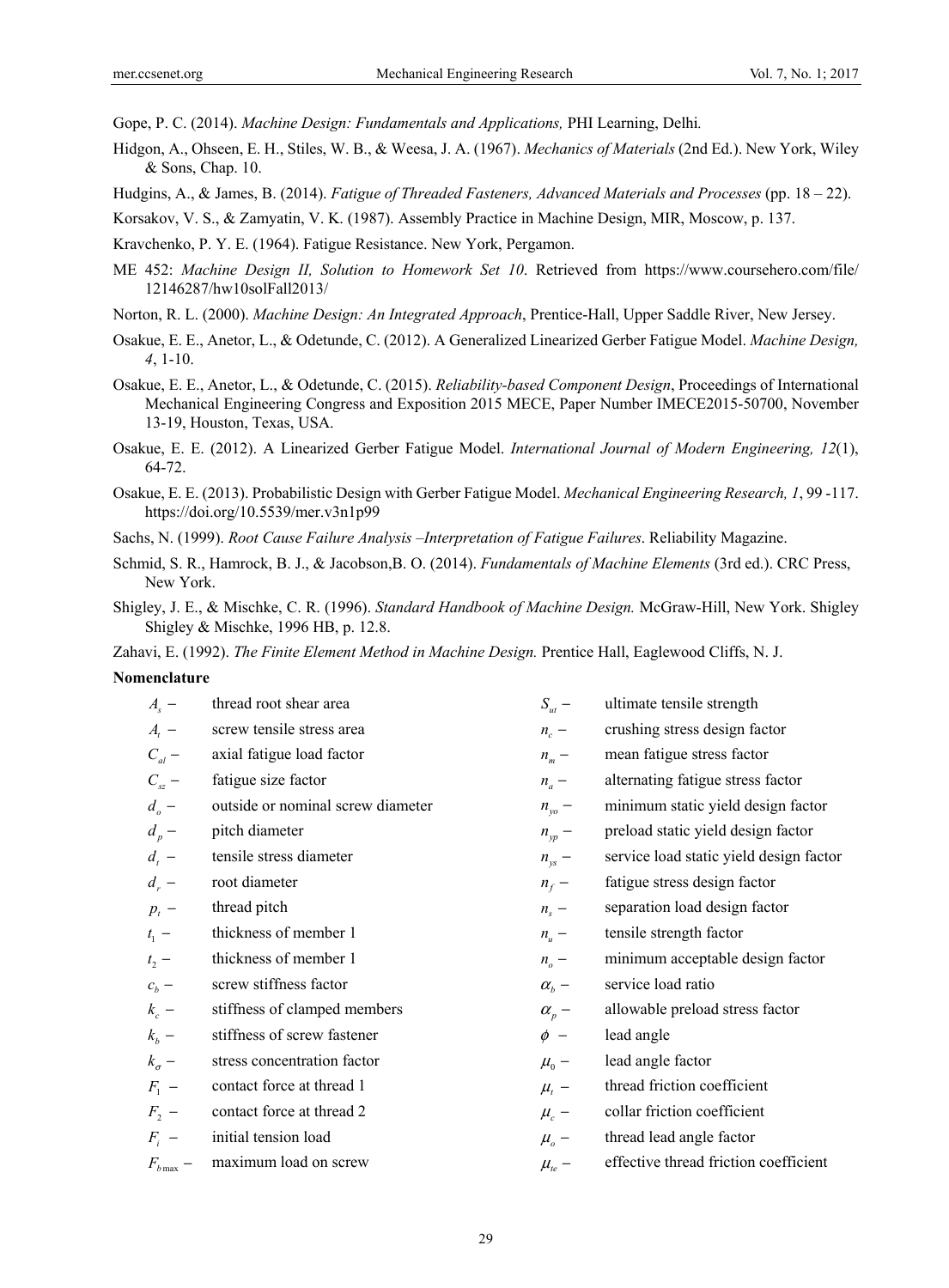Gope, P. C. (2014). *Machine Design: Fundamentals and Applications,* PHI Learning, Delhi.

Hidgon, A., Ohseen, E. H., Stiles, W. B., & Weesa, J. A. (1967). *Mechanics of Materials* (2nd Ed.). New York, Wiley & Sons, Chap. 10.

Hudgins, A., & James, B. (2014). *Fatigue of Threaded Fasteners, Advanced Materials and Processes* (pp. 18 – 22).

Korsakov, V. S., & Zamyatin, V. K. (1987). Assembly Practice in Machine Design, MIR, Moscow, p. 137.

Kravchenko, P. Y. E. (1964). Fatigue Resistance. New York, Pergamon.

ME 452: *Machine Design II, Solution to Homework Set 10*. Retrieved from https://www.coursehero.com/file/12146287/hw10solFall2013/

Norton, R. L. (2000). *Machine Design: An Integrated Approach*, Prentice-Hall, Upper Saddle River, New Jersey.

Osakue, E. E., Anetor, L., & Odetunde, C. (2012). A Generalized Linearized Gerber Fatigue Model. *Machine Design, 4*, 1-10.

Osakue, E. E., Anetor, L., & Odetunde, C. (2015). *Reliability-based Component Design*, Proceedings of International Mechanical Engineering Congress and Exposition 2015 MECE, Paper Number IMECE2015-50700, November 13-19, Houston, Texas, USA.

Osakue, E. E. (2012). A Linearized Gerber Fatigue Model. *International Journal of Modern Engineering, 12*(1), 64-72.

Osakue, E. E. (2013). Probabilistic Design with Gerber Fatigue Model. *Mechanical Engineering Research, 1*, 99 -117. https://doi.org/10.5539/mer.v3n1p99

Sachs, N. (1999). *Root Cause Failure Analysis –Interpretation of Fatigue Failures*. Reliability Magazine.

Schmid, S. R., Hamrock, B. J., & Jacobson,B. O. (2014). *Fundamentals of Machine Elements* (3rd ed.). CRC Press, New York.

Shigley, J. E., & Mischke, C. R. (1996). *Standard Handbook of Machine Design.* McGraw-Hill, New York. Shigley Shigley & Mischke, 1996 HB, p. 12.8.

Zahavi, E. (1992). *The Finite Element Method in Machine Design.* Prentice Hall, Eaglewood Cliffs, N. J.

**Nomenclature**

$A_s$ – thread root shear area

$A_t$ – screw tensile stress area

$C_{al}$ – axial fatigue load factor

$C_{sz}$ – fatigue size factor

$d_o$ – outside or nominal screw diameter

$d_p$ – pitch diameter

$d_t$ – tensile stress diameter

$d_r$ – root diameter

$p_t$ – thread pitch

$t_1$ – thickness of member 1

$t_2$ – thickness of member 1

$c_b$ – screw stiffness factor

$k_c$ – stiffness of clamped members

$k_b$ – stiffness of screw fastener

$k_\sigma$ – stress concentration factor

$F_1$ – contact force at thread 1

$F_2$ – contact force at thread 2

$F_i$ – initial tension load

$F_{b\max}$ – maximum load on screw

$S_{ut}$ – ultimate tensile strength

$n_c$ – crushing stress design factor

$n_m$ – mean fatigue stress factor

$n_a$ – alternating fatigue stress factor

$n_{yo}$ – minimum static yield design factor

$n_{yp}$ – preload static yield design factor

$n_{ys}$ – service load static yield design factor

$n_f$ – fatigue stress design factor

$n_s$ – separation load design factor

$n_u$ – tensile strength factor

$n_o$ – minimum acceptable design factor

$\alpha_b$ – service load ratio

$\alpha_p$ – allowable preload stress factor

$\phi$ – lead angle

$\mu_0$ – lead angle factor

$\mu_t$ – thread friction coefficient

$\mu_c$ – collar friction coefficient

$\mu_o$ – thread lead angle factor

$\mu_{te}$ – effective thread friction coefficient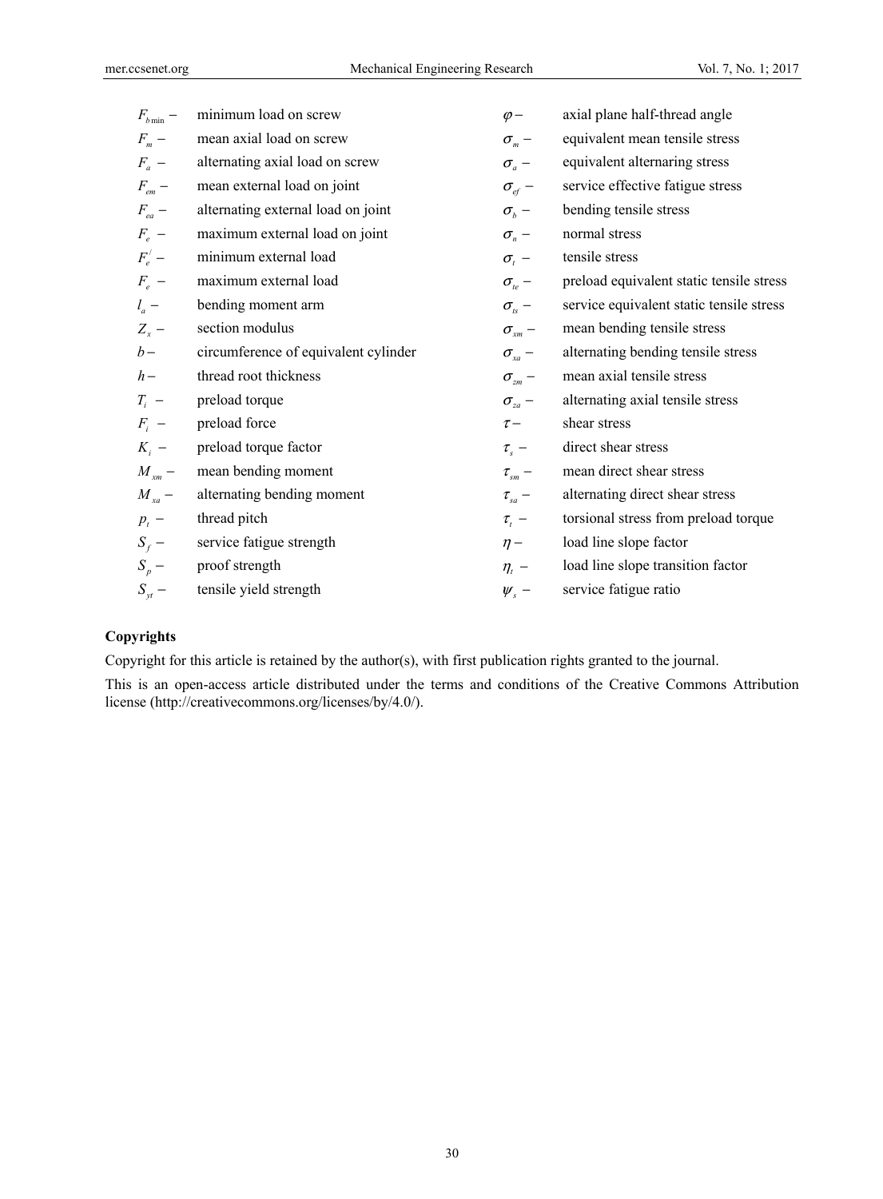$F_{b\min}$ – minimum load on screw

$F_m$ – mean axial load on screw

$F_a$ – alternating axial load on screw

$F_{em}$ – mean external load on joint

$F_{ea}$ – alternating external load on joint

$F_e$ – maximum external load on joint

$F_e^{/}$ – minimum external load

$F_e$ – maximum external load

$l_a$ – bending moment arm

$Z_x$ – section modulus

$b$ – circumference of equivalent cylinder

$h$ – thread root thickness

$T_i$ – preload torque

$F_i$ – preload force

$K_i$ – preload torque factor

$M_{xm}$ – mean bending moment

$M_{xa}$ – alternating bending moment

$p_t$ – thread pitch

$S_f$ – service fatigue strength

$S_p$ – proof strength

$S_{yt}$ – tensile yield strength

$\varphi$ – axial plane half-thread angle

$\sigma_m$ – equivalent mean tensile stress

$\sigma_a$ – equivalent alternaring stress

$\sigma_{ef}$ – service effective fatigue stress

$\sigma_b$ – bending tensile stress

$\sigma_n$ – normal stress

$\sigma_t$ – tensile stress

$\sigma_{te}$ – preload equivalent static tensile stress

$\sigma_{ts}$ – service equivalent static tensile stress

$\sigma_{xm}$ – mean bending tensile stress

$\sigma_{xa}$ – alternating bending tensile stress

$\sigma_{zm}$ – mean axial tensile stress

$\sigma_{za}$ – alternating axial tensile stress

$\tau$ – shear stress

$\tau_s$ – direct shear stress

$\tau_{sm}$ – mean direct shear stress

$\tau_{sa}$ – alternating direct shear stress

$\tau_t$ – torsional stress from preload torque

$\eta$ – load line slope factor

$\eta_t$ – load line slope transition factor

$\psi_s$ – service fatigue ratio

**Copyrights**

Copyright for this article is retained by the author(s), with first publication rights granted to the journal.

This is an open-access article distributed under the terms and conditions of the Creative Commons Attribution license (http://creativecommons.org/licenses/by/4.0/).